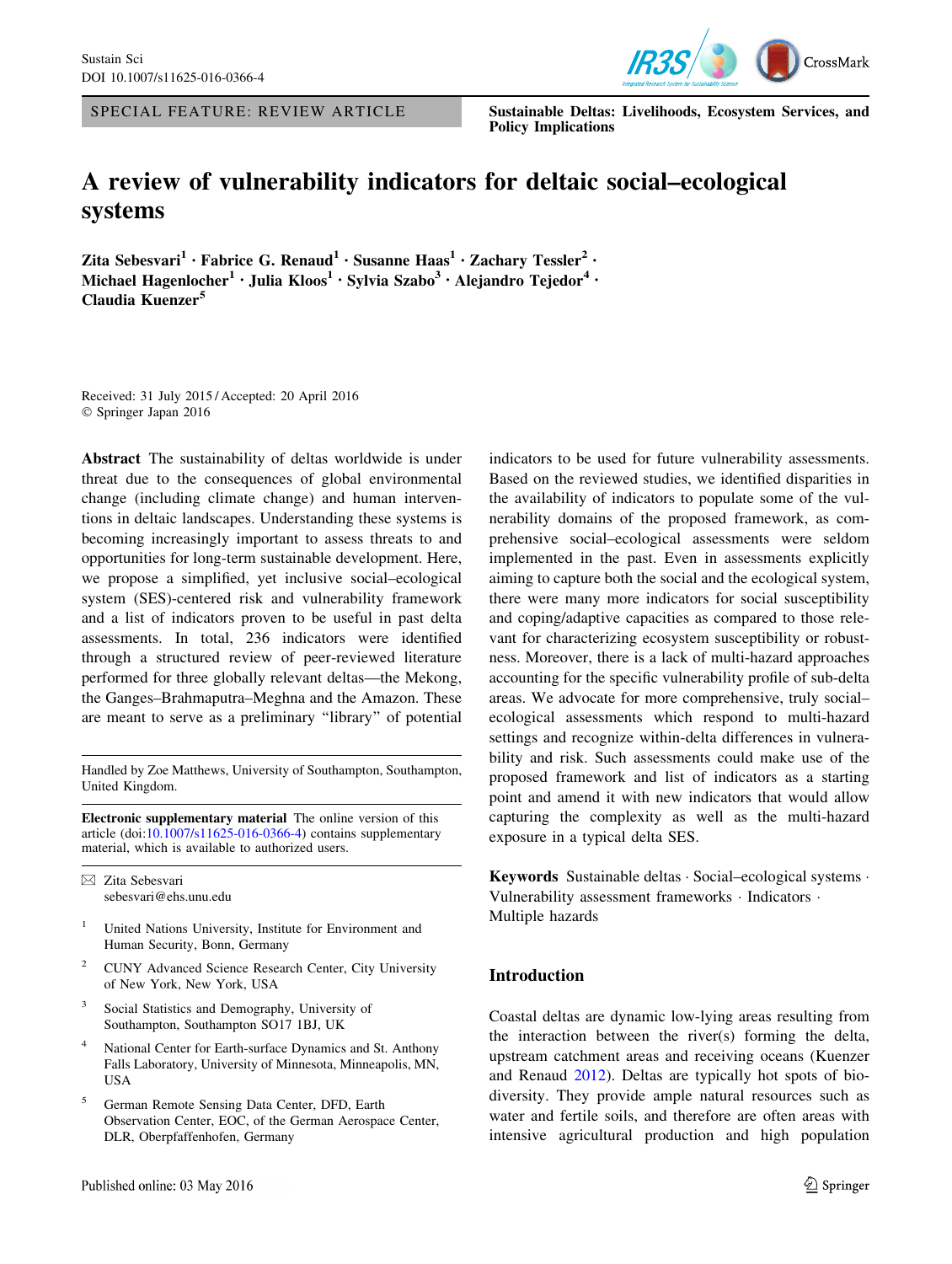SPECIAL FEATURE: REVIEW ARTICLE

Sustainable Deltas: Livelihoods, Ecosystem Services, and Policy Implications

# A review of vulnerability indicators for deltaic social–ecological systems

Zita Sebesvari[1] · Fabrice G. Renaud[1] · Susanne Haas[1] · Zachary Tessler[2] · Michael Hagenlocher[1] · Julia Kloos[1] · Sylvia Szabo[3] · Alejandro Tejedor[4] · Claudia Kuenzer[5]

Received: 31 July 2015 / Accepted: 20 April 2016
© Springer Japan 2016

**Abstract** The sustainability of deltas worldwide is under threat due to the consequences of global environmental change (including climate change) and human interventions in deltaic landscapes. Understanding these systems is becoming increasingly important to assess threats to and opportunities for long-term sustainable development. Here, we propose a simplified, yet inclusive social–ecological system (SES)-centered risk and vulnerability framework and a list of indicators proven to be useful in past delta assessments. In total, 236 indicators were identified through a structured review of peer-reviewed literature performed for three globally relevant deltas—the Mekong, the Ganges–Brahmaputra–Meghna and the Amazon. These are meant to serve as a preliminary "library" of potential indicators to be used for future vulnerability assessments. Based on the reviewed studies, we identified disparities in the availability of indicators to populate some of the vulnerability domains of the proposed framework, as comprehensive social–ecological assessments were seldom implemented in the past. Even in assessments explicitly aiming to capture both the social and the ecological system, there were many more indicators for social susceptibility and coping/adaptive capacities as compared to those relevant for characterizing ecosystem susceptibility or robustness. Moreover, there is a lack of multi-hazard approaches accounting for the specific vulnerability profile of sub-delta areas. We advocate for more comprehensive, truly social–ecological assessments which respond to multi-hazard settings and recognize within-delta differences in vulnerability and risk. Such assessments could make use of the proposed framework and list of indicators as a starting point and amend it with new indicators that would allow capturing the complexity as well as the multi-hazard exposure in a typical delta SES.

**Keywords** Sustainable deltas · Social–ecological systems · Vulnerability assessment frameworks · Indicators · Multiple hazards

Handled by Zoe Matthews, University of Southampton, Southampton, United Kingdom.

**Electronic supplementary material** The online version of this article (doi:10.1007/s11625-016-0366-4) contains supplementary material, which is available to authorized users.

✉ Zita Sebesvari
sebesvari@ehs.unu.edu

[1] United Nations University, Institute for Environment and Human Security, Bonn, Germany

[2] CUNY Advanced Science Research Center, City University of New York, New York, USA

[3] Social Statistics and Demography, University of Southampton, Southampton SO17 1BJ, UK

[4] National Center for Earth-surface Dynamics and St. Anthony Falls Laboratory, University of Minnesota, Minneapolis, MN, USA

[5] German Remote Sensing Data Center, DFD, Earth Observation Center, EOC, of the German Aerospace Center, DLR, Oberpfaffenhofen, Germany

## Introduction

Coastal deltas are dynamic low-lying areas resulting from the interaction between the river(s) forming the delta, upstream catchment areas and receiving oceans (Kuenzer and Renaud 2012). Deltas are typically hot spots of biodiversity. They provide ample natural resources such as water and fertile soils, and therefore are often areas with intensive agricultural production and high population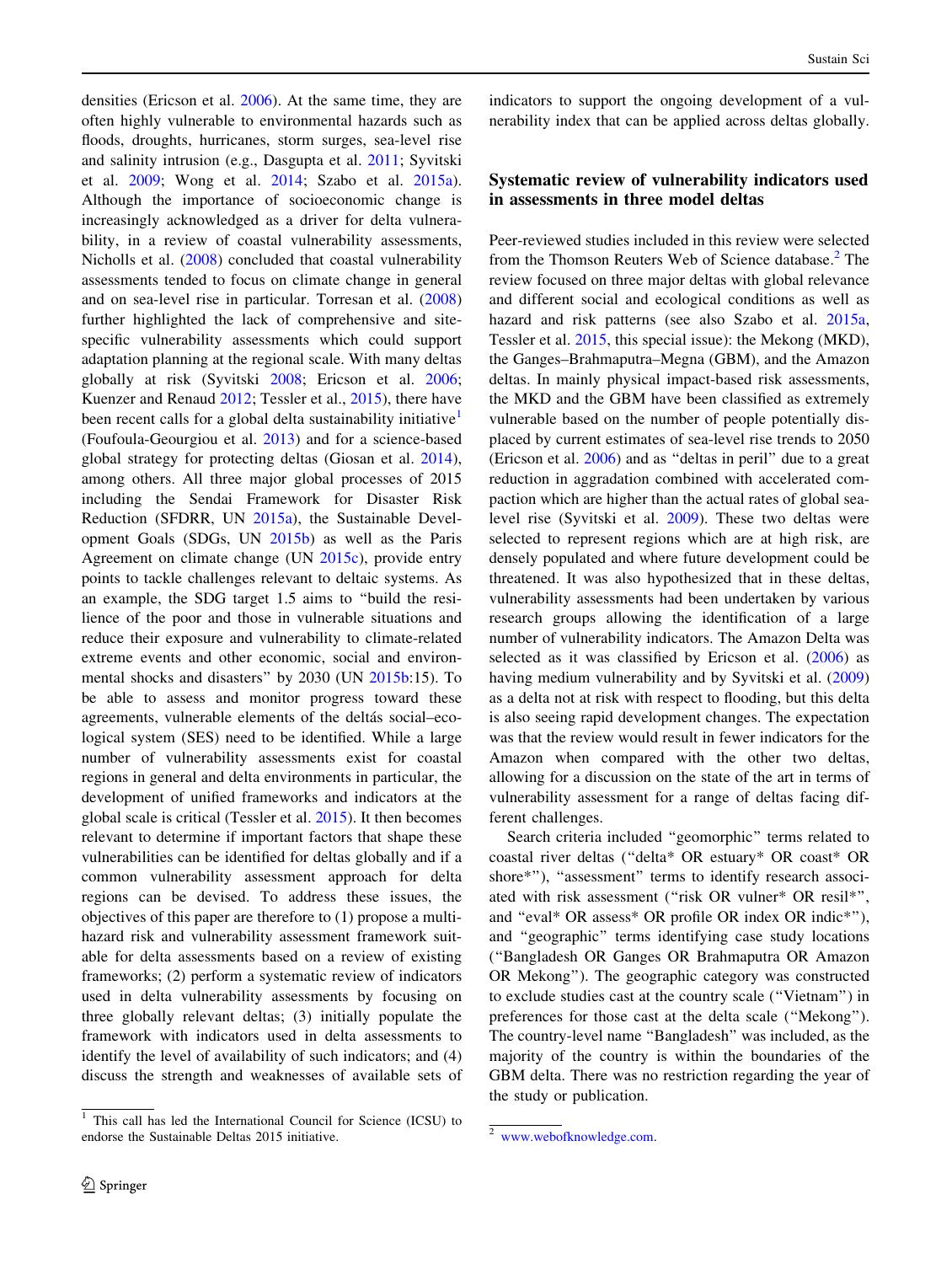densities (Ericson et al. 2006). At the same time, they are often highly vulnerable to environmental hazards such as floods, droughts, hurricanes, storm surges, sea-level rise and salinity intrusion (e.g., Dasgupta et al. 2011; Syvitski et al. 2009; Wong et al. 2014; Szabo et al. 2015a). Although the importance of socioeconomic change is increasingly acknowledged as a driver for delta vulnerability, in a review of coastal vulnerability assessments, Nicholls et al. (2008) concluded that coastal vulnerability assessments tended to focus on climate change in general and on sea-level rise in particular. Torresan et al. (2008) further highlighted the lack of comprehensive and site-specific vulnerability assessments which could support adaptation planning at the regional scale. With many deltas globally at risk (Syvitski 2008; Ericson et al. 2006; Kuenzer and Renaud 2012; Tessler et al., 2015), there have been recent calls for a global delta sustainability initiative[1] (Foufoula-Georgiou et al. 2013) and for a science-based global strategy for protecting deltas (Giosan et al. 2014), among others. All three major global processes of 2015 including the Sendai Framework for Disaster Risk Reduction (SFDRR, UN 2015a), the Sustainable Development Goals (SDGs, UN 2015b) as well as the Paris Agreement on climate change (UN 2015c), provide entry points to tackle challenges relevant to deltaic systems. As an example, the SDG target 1.5 aims to "build the resilience of the poor and those in vulnerable situations and reduce their exposure and vulnerability to climate-related extreme events and other economic, social and environmental shocks and disasters" by 2030 (UN 2015b:15). To be able to assess and monitor progress toward these agreements, vulnerable elements of the deltás social–ecological system (SES) need to be identified. While a large number of vulnerability assessments exist for coastal regions in general and delta environments in particular, the development of unified frameworks and indicators at the global scale is critical (Tessler et al. 2015). It then becomes relevant to determine if important factors that shape these vulnerabilities can be identified for deltas globally and if a common vulnerability assessment approach for delta regions can be devised. To address these issues, the objectives of this paper are therefore to (1) propose a multi-hazard risk and vulnerability assessment framework suitable for delta assessments based on a review of existing frameworks; (2) perform a systematic review of indicators used in delta vulnerability assessments by focusing on three globally relevant deltas; (3) initially populate the framework with indicators used in delta assessments to identify the level of availability of such indicators; and (4) discuss the strength and weaknesses of available sets of indicators to support the ongoing development of a vulnerability index that can be applied across deltas globally.

## Systematic review of vulnerability indicators used in assessments in three model deltas

Peer-reviewed studies included in this review were selected from the Thomson Reuters Web of Science database.[2] The review focused on three major deltas with global relevance and different social and ecological conditions as well as hazard and risk patterns (see also Szabo et al. 2015a, Tessler et al. 2015, this special issue): the Mekong (MKD), the Ganges–Brahmaputra–Megna (GBM), and the Amazon deltas. In mainly physical impact-based risk assessments, the MKD and the GBM have been classified as extremely vulnerable based on the number of people potentially displaced by current estimates of sea-level rise trends to 2050 (Ericson et al. 2006) and as "deltas in peril" due to a great reduction in aggradation combined with accelerated compaction which are higher than the actual rates of global sea-level rise (Syvitski et al. 2009). These two deltas were selected to represent regions which are at high risk, are densely populated and where future development could be threatened. It was also hypothesized that in these deltas, vulnerability assessments had been undertaken by various research groups allowing the identification of a large number of vulnerability indicators. The Amazon Delta was selected as it was classified by Ericson et al. (2006) as having medium vulnerability and by Syvitski et al. (2009) as a delta not at risk with respect to flooding, but this delta is also seeing rapid development changes. The expectation was that the review would result in fewer indicators for the Amazon when compared with the other two deltas, allowing for a discussion on the state of the art in terms of vulnerability assessment for a range of deltas facing different challenges.

Search criteria included "geomorphic" terms related to coastal river deltas ("delta* OR estuary* OR coast* OR shore*"), "assessment" terms to identify research associated with risk assessment ("risk OR vulner* OR resil*", and "eval* OR assess* OR profile OR index OR indic*"), and "geographic" terms identifying case study locations ("Bangladesh OR Ganges OR Brahmaputra OR Amazon OR Mekong"). The geographic category was constructed to exclude studies cast at the country scale ("Vietnam") in preferences for those cast at the delta scale ("Mekong"). The country-level name "Bangladesh" was included, as the majority of the country is within the boundaries of the GBM delta. There was no restriction regarding the year of the study or publication.

---

[1] This call has led the International Council for Science (ICSU) to endorse the Sustainable Deltas 2015 initiative.

[2] www.webofknowledge.com.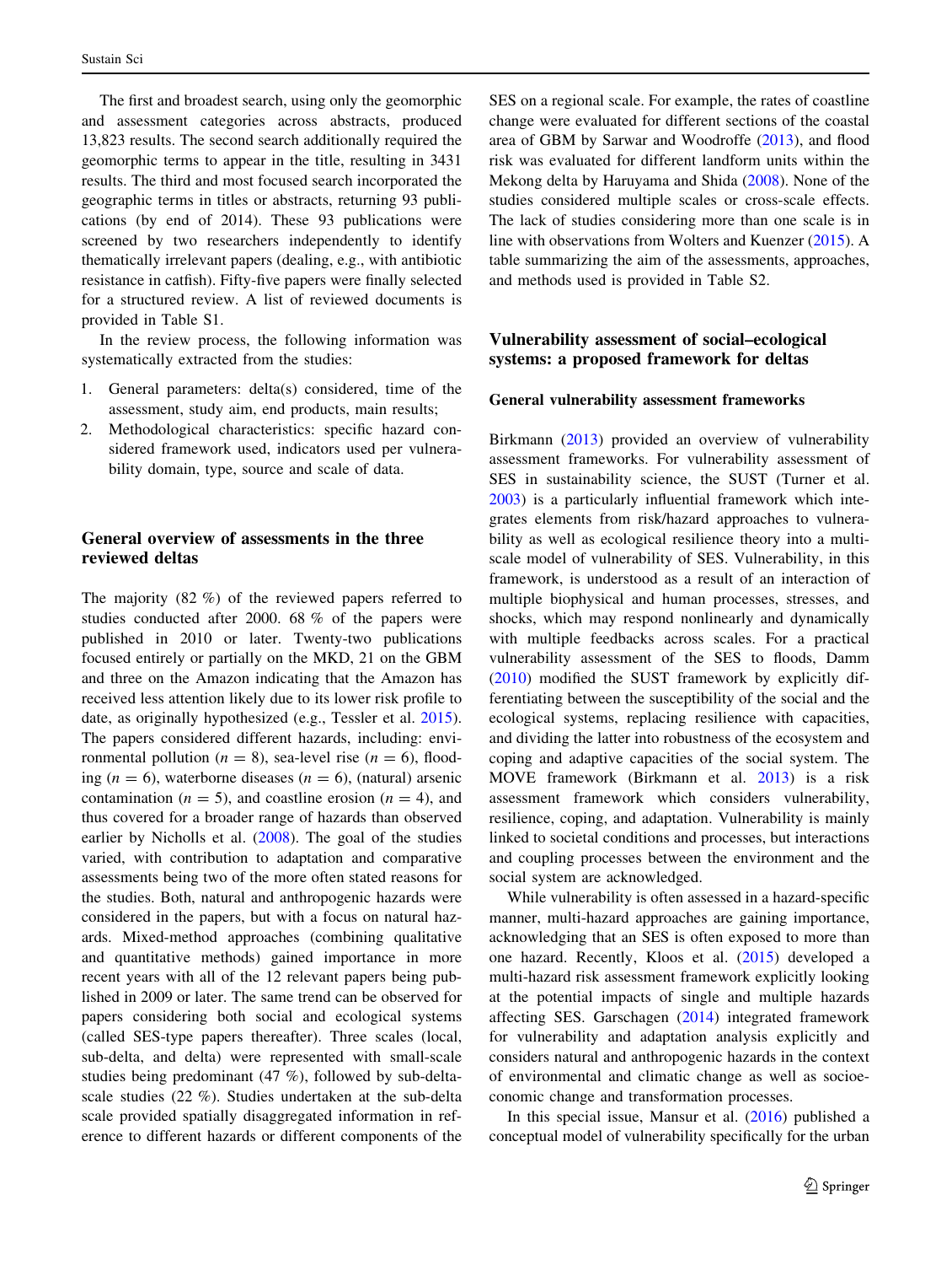The first and broadest search, using only the geomorphic and assessment categories across abstracts, produced 13,823 results. The second search additionally required the geomorphic terms to appear in the title, resulting in 3431 results. The third and most focused search incorporated the geographic terms in titles or abstracts, returning 93 publications (by end of 2014). These 93 publications were screened by two researchers independently to identify thematically irrelevant papers (dealing, e.g., with antibiotic resistance in catfish). Fifty-five papers were finally selected for a structured review. A list of reviewed documents is provided in Table S1.

In the review process, the following information was systematically extracted from the studies:

1. General parameters: delta(s) considered, time of the assessment, study aim, end products, main results;
2. Methodological characteristics: specific hazard considered framework used, indicators used per vulnerability domain, type, source and scale of data.

## General overview of assessments in the three reviewed deltas

The majority (82 %) of the reviewed papers referred to studies conducted after 2000. 68 % of the papers were published in 2010 or later. Twenty-two publications focused entirely or partially on the MKD, 21 on the GBM and three on the Amazon indicating that the Amazon has received less attention likely due to its lower risk profile to date, as originally hypothesized (e.g., Tessler et al. 2015). The papers considered different hazards, including: environmental pollution ($n = 8$), sea-level rise ($n = 6$), flooding ($n = 6$), waterborne diseases ($n = 6$), (natural) arsenic contamination ($n = 5$), and coastline erosion ($n = 4$), and thus covered for a broader range of hazards than observed earlier by Nicholls et al. (2008). The goal of the studies varied, with contribution to adaptation and comparative assessments being two of the more often stated reasons for the studies. Both, natural and anthropogenic hazards were considered in the papers, but with a focus on natural hazards. Mixed-method approaches (combining qualitative and quantitative methods) gained importance in more recent years with all of the 12 relevant papers being published in 2009 or later. The same trend can be observed for papers considering both social and ecological systems (called SES-type papers thereafter). Three scales (local, sub-delta, and delta) were represented with small-scale studies being predominant (47 %), followed by sub-delta-scale studies (22 %). Studies undertaken at the sub-delta scale provided spatially disaggregated information in reference to different hazards or different components of the SES on a regional scale. For example, the rates of coastline change were evaluated for different sections of the coastal area of GBM by Sarwar and Woodroffe (2013), and flood risk was evaluated for different landform units within the Mekong delta by Haruyama and Shida (2008). None of the studies considered multiple scales or cross-scale effects. The lack of studies considering more than one scale is in line with observations from Wolters and Kuenzer (2015). A table summarizing the aim of the assessments, approaches, and methods used is provided in Table S2.

## Vulnerability assessment of social–ecological systems: a proposed framework for deltas

### General vulnerability assessment frameworks

Birkmann (2013) provided an overview of vulnerability assessment frameworks. For vulnerability assessment of SES in sustainability science, the SUST (Turner et al. 2003) is a particularly influential framework which integrates elements from risk/hazard approaches to vulnerability as well as ecological resilience theory into a multi-scale model of vulnerability of SES. Vulnerability, in this framework, is understood as a result of an interaction of multiple biophysical and human processes, stresses, and shocks, which may respond nonlinearly and dynamically with multiple feedbacks across scales. For a practical vulnerability assessment of the SES to floods, Damm (2010) modified the SUST framework by explicitly differentiating between the susceptibility of the social and the ecological systems, replacing resilience with capacities, and dividing the latter into robustness of the ecosystem and coping and adaptive capacities of the social system. The MOVE framework (Birkmann et al. 2013) is a risk assessment framework which considers vulnerability, resilience, coping, and adaptation. Vulnerability is mainly linked to societal conditions and processes, but interactions and coupling processes between the environment and the social system are acknowledged.

While vulnerability is often assessed in a hazard-specific manner, multi-hazard approaches are gaining importance, acknowledging that an SES is often exposed to more than one hazard. Recently, Kloos et al. (2015) developed a multi-hazard risk assessment framework explicitly looking at the potential impacts of single and multiple hazards affecting SES. Garschagen (2014) integrated framework for vulnerability and adaptation analysis explicitly and considers natural and anthropogenic hazards in the context of environmental and climatic change as well as socioeconomic change and transformation processes.

In this special issue, Mansur et al. (2016) published a conceptual model of vulnerability specifically for the urban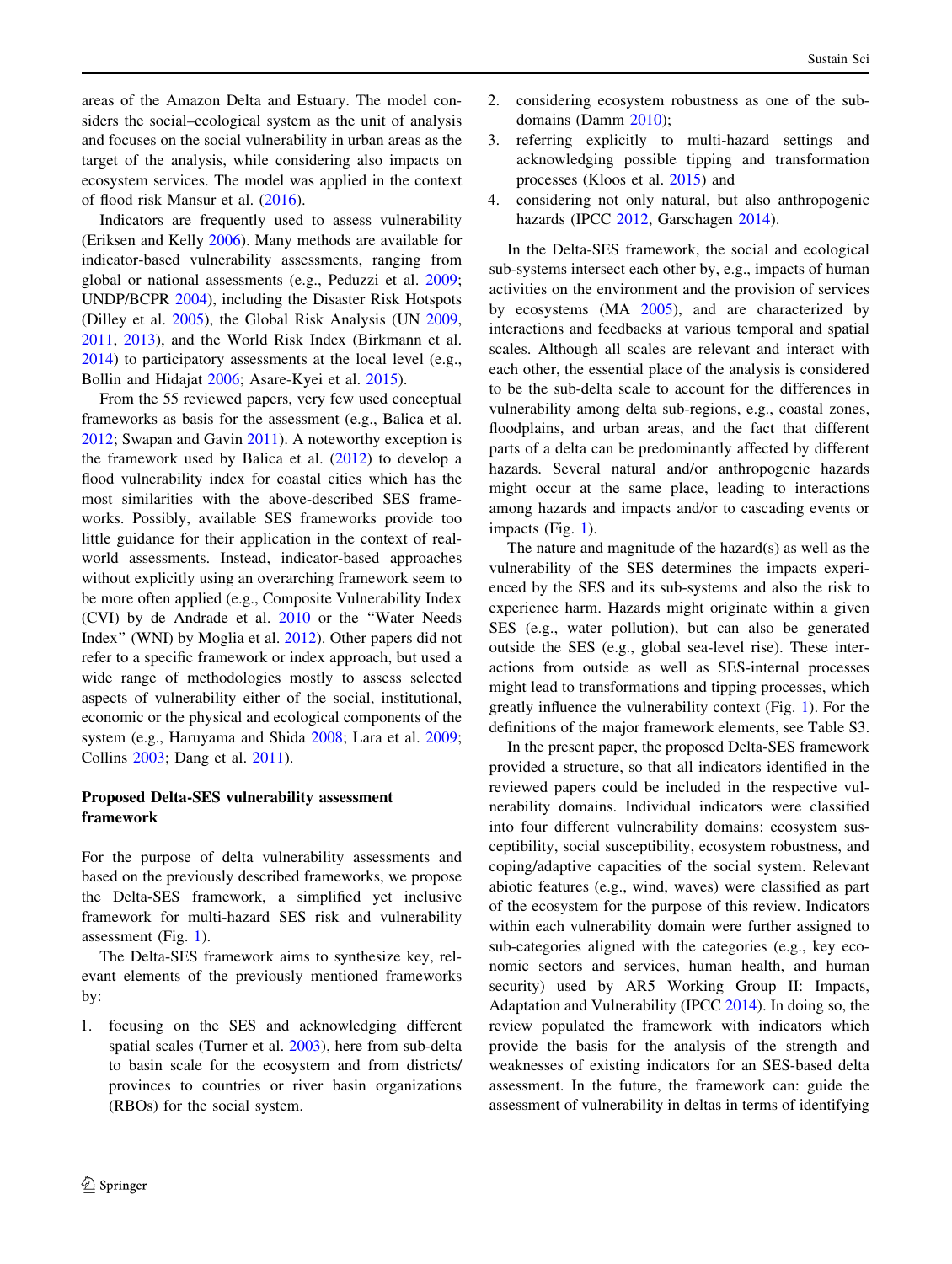areas of the Amazon Delta and Estuary. The model considers the social–ecological system as the unit of analysis and focuses on the social vulnerability in urban areas as the target of the analysis, while considering also impacts on ecosystem services. The model was applied in the context of flood risk Mansur et al. (2016).

Indicators are frequently used to assess vulnerability (Eriksen and Kelly 2006). Many methods are available for indicator-based vulnerability assessments, ranging from global or national assessments (e.g., Peduzzi et al. 2009; UNDP/BCPR 2004), including the Disaster Risk Hotspots (Dilley et al. 2005), the Global Risk Analysis (UN 2009, 2011, 2013), and the World Risk Index (Birkmann et al. 2014) to participatory assessments at the local level (e.g., Bollin and Hidajat 2006; Asare-Kyei et al. 2015).

From the 55 reviewed papers, very few used conceptual frameworks as basis for the assessment (e.g., Balica et al. 2012; Swapan and Gavin 2011). A noteworthy exception is the framework used by Balica et al. (2012) to develop a flood vulnerability index for coastal cities which has the most similarities with the above-described SES frameworks. Possibly, available SES frameworks provide too little guidance for their application in the context of real-world assessments. Instead, indicator-based approaches without explicitly using an overarching framework seem to be more often applied (e.g., Composite Vulnerability Index (CVI) by de Andrade et al. 2010 or the "Water Needs Index" (WNI) by Moglia et al. 2012). Other papers did not refer to a specific framework or index approach, but used a wide range of methodologies mostly to assess selected aspects of vulnerability either of the social, institutional, economic or the physical and ecological components of the system (e.g., Haruyama and Shida 2008; Lara et al. 2009; Collins 2003; Dang et al. 2011).

## Proposed Delta-SES vulnerability assessment framework

For the purpose of delta vulnerability assessments and based on the previously described frameworks, we propose the Delta-SES framework, a simplified yet inclusive framework for multi-hazard SES risk and vulnerability assessment (Fig. 1).

The Delta-SES framework aims to synthesize key, relevant elements of the previously mentioned frameworks by:

1. focusing on the SES and acknowledging different spatial scales (Turner et al. 2003), here from sub-delta to basin scale for the ecosystem and from districts/provinces to countries or river basin organizations (RBOs) for the social system.
2. considering ecosystem robustness as one of the sub-domains (Damm 2010);
3. referring explicitly to multi-hazard settings and acknowledging possible tipping and transformation processes (Kloos et al. 2015) and
4. considering not only natural, but also anthropogenic hazards (IPCC 2012, Garschagen 2014).

In the Delta-SES framework, the social and ecological sub-systems intersect each other by, e.g., impacts of human activities on the environment and the provision of services by ecosystems (MA 2005), and are characterized by interactions and feedbacks at various temporal and spatial scales. Although all scales are relevant and interact with each other, the essential place of the analysis is considered to be the sub-delta scale to account for the differences in vulnerability among delta sub-regions, e.g., coastal zones, floodplains, and urban areas, and the fact that different parts of a delta can be predominantly affected by different hazards. Several natural and/or anthropogenic hazards might occur at the same place, leading to interactions among hazards and impacts and/or to cascading events or impacts (Fig. 1).

The nature and magnitude of the hazard(s) as well as the vulnerability of the SES determines the impacts experienced by the SES and its sub-systems and also the risk to experience harm. Hazards might originate within a given SES (e.g., water pollution), but can also be generated outside the SES (e.g., global sea-level rise). These interactions from outside as well as SES-internal processes might lead to transformations and tipping processes, which greatly influence the vulnerability context (Fig. 1). For the definitions of the major framework elements, see Table S3.

In the present paper, the proposed Delta-SES framework provided a structure, so that all indicators identified in the reviewed papers could be included in the respective vulnerability domains. Individual indicators were classified into four different vulnerability domains: ecosystem susceptibility, social susceptibility, ecosystem robustness, and coping/adaptive capacities of the social system. Relevant abiotic features (e.g., wind, waves) were classified as part of the ecosystem for the purpose of this review. Indicators within each vulnerability domain were further assigned to sub-categories aligned with the categories (e.g., key economic sectors and services, human health, and human security) used by AR5 Working Group II: Impacts, Adaptation and Vulnerability (IPCC 2014). In doing so, the review populated the framework with indicators which provide the basis for the analysis of the strength and weaknesses of existing indicators for an SES-based delta assessment. In the future, the framework can: guide the assessment of vulnerability in deltas in terms of identifying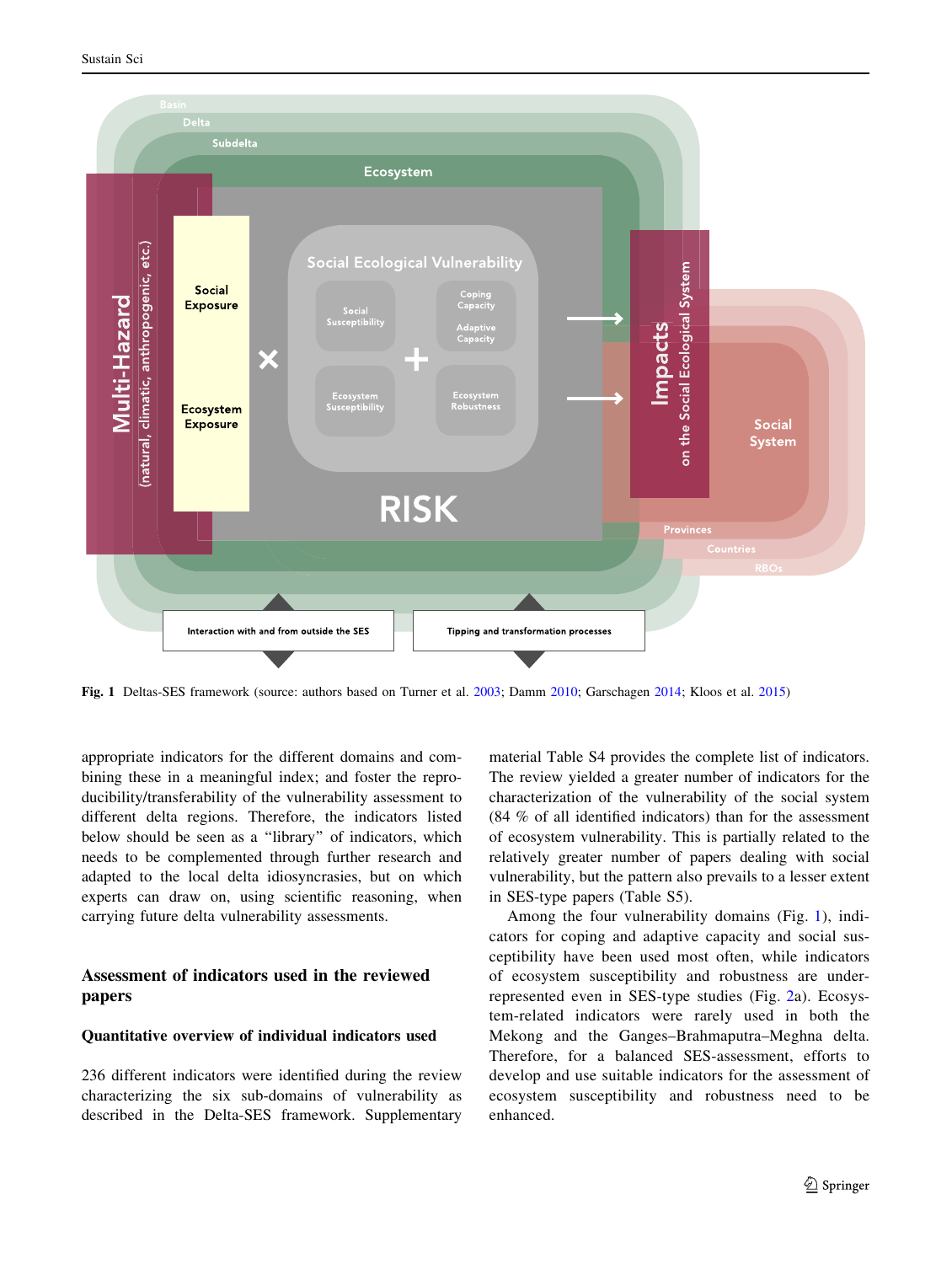**Fig. 1** Deltas-SES framework (source: authors based on Turner et al. 2003; Damm 2010; Garschagen 2014; Kloos et al. 2015)

appropriate indicators for the different domains and combining these in a meaningful index; and foster the reproducibility/transferability of the vulnerability assessment to different delta regions. Therefore, the indicators listed below should be seen as a "library" of indicators, which needs to be complemented through further research and adapted to the local delta idiosyncrasies, but on which experts can draw on, using scientific reasoning, when carrying future delta vulnerability assessments.

## Assessment of indicators used in the reviewed papers

### Quantitative overview of individual indicators used

236 different indicators were identified during the review characterizing the six sub-domains of vulnerability as described in the Delta-SES framework. Supplementary material Table S4 provides the complete list of indicators. The review yielded a greater number of indicators for the characterization of the vulnerability of the social system (84 % of all identified indicators) than for the assessment of ecosystem vulnerability. This is partially related to the relatively greater number of papers dealing with social vulnerability, but the pattern also prevails to a lesser extent in SES-type papers (Table S5).

Among the four vulnerability domains (Fig. 1), indicators for coping and adaptive capacity and social susceptibility have been used most often, while indicators of ecosystem susceptibility and robustness are underrepresented even in SES-type studies (Fig. 2a). Ecosystem-related indicators were rarely used in both the Mekong and the Ganges–Brahmaputra–Meghna delta. Therefore, for a balanced SES-assessment, efforts to develop and use suitable indicators for the assessment of ecosystem susceptibility and robustness need to be enhanced.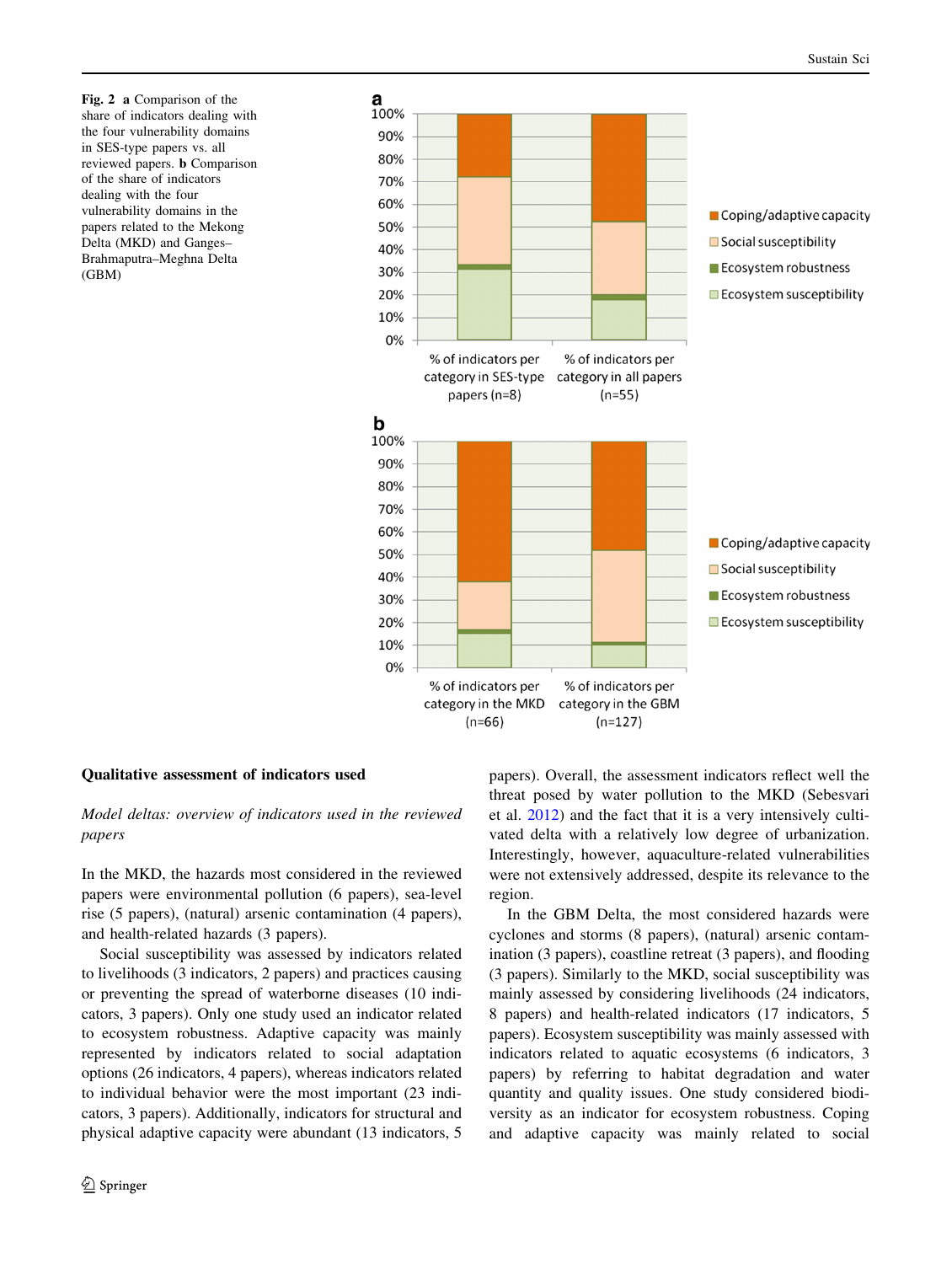**Fig. 2** **a** Comparison of the share of indicators dealing with the four vulnerability domains in SES-type papers vs. all reviewed papers. **b** Comparison of the share of indicators dealing with the four vulnerability domains in the papers related to the Mekong Delta (MKD) and Ganges–Brahmaputra–Meghna Delta (GBM)

### Qualitative assessment of indicators used

*Model deltas: overview of indicators used in the reviewed papers*

In the MKD, the hazards most considered in the reviewed papers were environmental pollution (6 papers), sea-level rise (5 papers), (natural) arsenic contamination (4 papers), and health-related hazards (3 papers).

Social susceptibility was assessed by indicators related to livelihoods (3 indicators, 2 papers) and practices causing or preventing the spread of waterborne diseases (10 indicators, 3 papers). Only one study used an indicator related to ecosystem robustness. Adaptive capacity was mainly represented by indicators related to social adaptation options (26 indicators, 4 papers), whereas indicators related to individual behavior were the most important (23 indicators, 3 papers). Additionally, indicators for structural and physical adaptive capacity were abundant (13 indicators, 5 papers). Overall, the assessment indicators reflect well the threat posed by water pollution to the MKD (Sebesvari et al. 2012) and the fact that it is a very intensively cultivated delta with a relatively low degree of urbanization. Interestingly, however, aquaculture-related vulnerabilities were not extensively addressed, despite its relevance to the region.

In the GBM Delta, the most considered hazards were cyclones and storms (8 papers), (natural) arsenic contamination (3 papers), coastline retreat (3 papers), and flooding (3 papers). Similarly to the MKD, social susceptibility was mainly assessed by considering livelihoods (24 indicators, 8 papers) and health-related indicators (17 indicators, 5 papers). Ecosystem susceptibility was mainly assessed with indicators related to aquatic ecosystems (6 indicators, 3 papers) by referring to habitat degradation and water quantity and quality issues. One study considered biodiversity as an indicator for ecosystem robustness. Coping and adaptive capacity was mainly related to social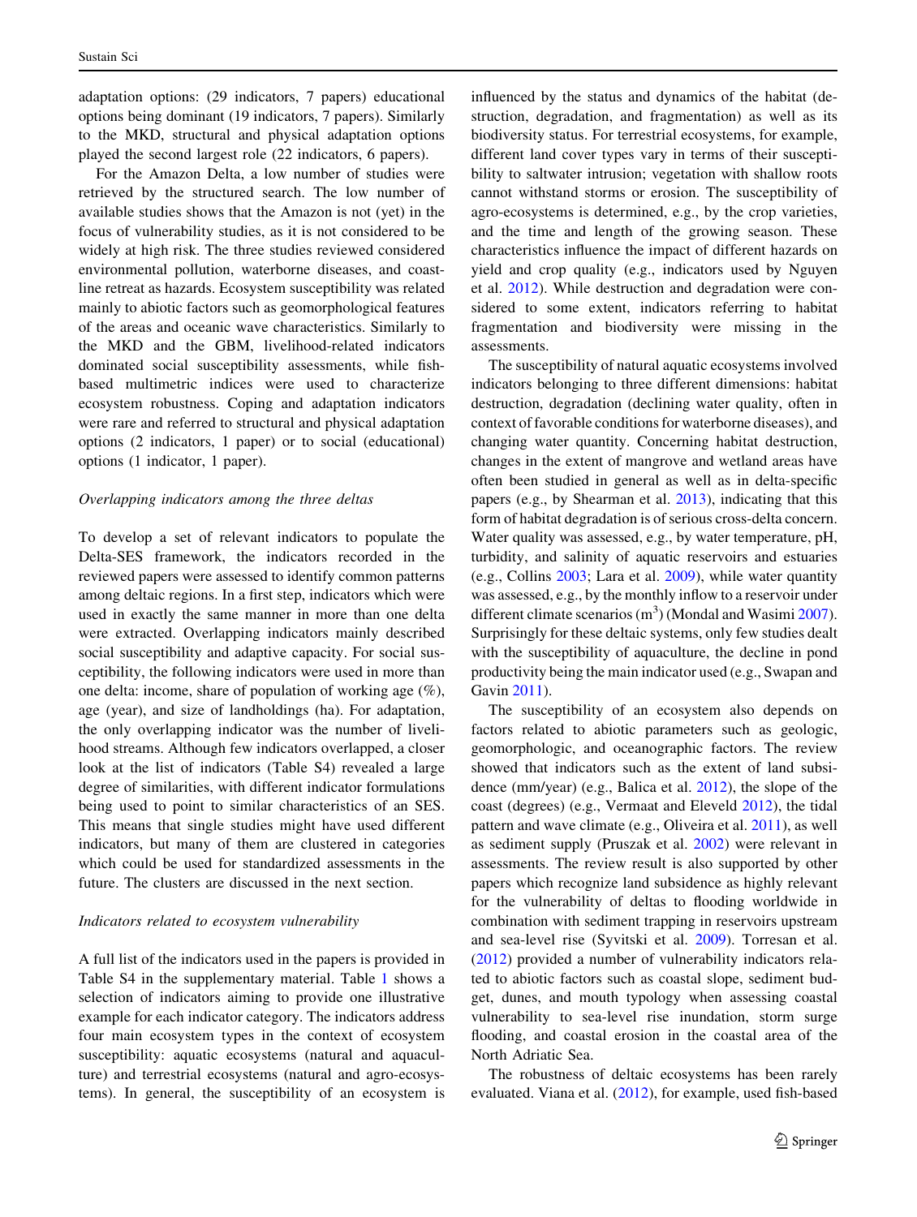adaptation options: (29 indicators, 7 papers) educational options being dominant (19 indicators, 7 papers). Similarly to the MKD, structural and physical adaptation options played the second largest role (22 indicators, 6 papers).

For the Amazon Delta, a low number of studies were retrieved by the structured search. The low number of available studies shows that the Amazon is not (yet) in the focus of vulnerability studies, as it is not considered to be widely at high risk. The three studies reviewed considered environmental pollution, waterborne diseases, and coastline retreat as hazards. Ecosystem susceptibility was related mainly to abiotic factors such as geomorphological features of the areas and oceanic wave characteristics. Similarly to the MKD and the GBM, livelihood-related indicators dominated social susceptibility assessments, while fish-based multimetric indices were used to characterize ecosystem robustness. Coping and adaptation indicators were rare and referred to structural and physical adaptation options (2 indicators, 1 paper) or to social (educational) options (1 indicator, 1 paper).

*Overlapping indicators among the three deltas*

To develop a set of relevant indicators to populate the Delta-SES framework, the indicators recorded in the reviewed papers were assessed to identify common patterns among deltaic regions. In a first step, indicators which were used in exactly the same manner in more than one delta were extracted. Overlapping indicators mainly described social susceptibility and adaptive capacity. For social susceptibility, the following indicators were used in more than one delta: income, share of population of working age (%), age (year), and size of landholdings (ha). For adaptation, the only overlapping indicator was the number of livelihood streams. Although few indicators overlapped, a closer look at the list of indicators (Table S4) revealed a large degree of similarities, with different indicator formulations being used to point to similar characteristics of an SES. This means that single studies might have used different indicators, but many of them are clustered in categories which could be used for standardized assessments in the future. The clusters are discussed in the next section.

*Indicators related to ecosystem vulnerability*

A full list of the indicators used in the papers is provided in Table S4 in the supplementary material. Table 1 shows a selection of indicators aiming to provide one illustrative example for each indicator category. The indicators address four main ecosystem types in the context of ecosystem susceptibility: aquatic ecosystems (natural and aquaculture) and terrestrial ecosystems (natural and agro-ecosystems). In general, the susceptibility of an ecosystem is influenced by the status and dynamics of the habitat (destruction, degradation, and fragmentation) as well as its biodiversity status. For terrestrial ecosystems, for example, different land cover types vary in terms of their susceptibility to saltwater intrusion; vegetation with shallow roots cannot withstand storms or erosion. The susceptibility of agro-ecosystems is determined, e.g., by the crop varieties, and the time and length of the growing season. These characteristics influence the impact of different hazards on yield and crop quality (e.g., indicators used by Nguyen et al. 2012). While destruction and degradation were considered to some extent, indicators referring to habitat fragmentation and biodiversity were missing in the assessments.

The susceptibility of natural aquatic ecosystems involved indicators belonging to three different dimensions: habitat destruction, degradation (declining water quality, often in context of favorable conditions for waterborne diseases), and changing water quantity. Concerning habitat destruction, changes in the extent of mangrove and wetland areas have often been studied in general as well as in delta-specific papers (e.g., by Shearman et al. 2013), indicating that this form of habitat degradation is of serious cross-delta concern. Water quality was assessed, e.g., by water temperature, pH, turbidity, and salinity of aquatic reservoirs and estuaries (e.g., Collins 2003; Lara et al. 2009), while water quantity was assessed, e.g., by the monthly inflow to a reservoir under different climate scenarios ($m^3$) (Mondal and Wasimi 2007). Surprisingly for these deltaic systems, only few studies dealt with the susceptibility of aquaculture, the decline in pond productivity being the main indicator used (e.g., Swapan and Gavin 2011).

The susceptibility of an ecosystem also depends on factors related to abiotic parameters such as geologic, geomorphologic, and oceanographic factors. The review showed that indicators such as the extent of land subsidence (mm/year) (e.g., Balica et al. 2012), the slope of the coast (degrees) (e.g., Vermaat and Eleveld 2012), the tidal pattern and wave climate (e.g., Oliveira et al. 2011), as well as sediment supply (Pruszak et al. 2002) were relevant in assessments. The review result is also supported by other papers which recognize land subsidence as highly relevant for the vulnerability of deltas to flooding worldwide in combination with sediment trapping in reservoirs upstream and sea-level rise (Syvitski et al. 2009). Torresan et al. (2012) provided a number of vulnerability indicators related to abiotic factors such as coastal slope, sediment budget, dunes, and mouth typology when assessing coastal vulnerability to sea-level rise inundation, storm surge flooding, and coastal erosion in the coastal area of the North Adriatic Sea.

The robustness of deltaic ecosystems has been rarely evaluated. Viana et al. (2012), for example, used fish-based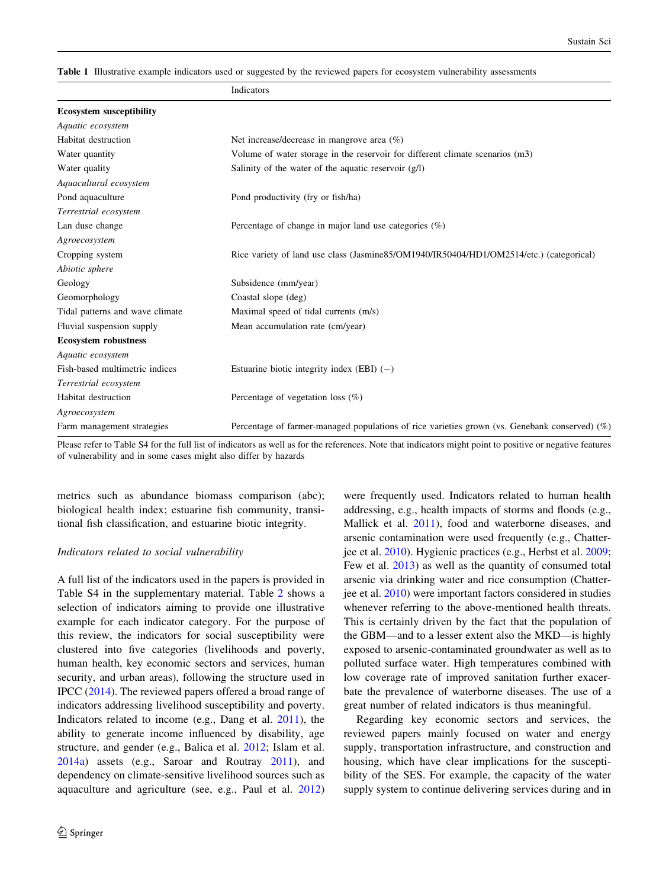**Table 1** Illustrative example indicators used or suggested by the reviewed papers for ecosystem vulnerability assessments

| | Indicators |
|---|---|
| **Ecosystem susceptibility** | |
| *Aquatic ecosystem* | |
| Habitat destruction | Net increase/decrease in mangrove area (%) |
| Water quantity | Volume of water storage in the reservoir for different climate scenarios (m3) |
| Water quality | Salinity of the water of the aquatic reservoir (g/l) |
| *Aquacultural ecosystem* | |
| Pond aquaculture | Pond productivity (fry or fish/ha) |
| *Terrestrial ecosystem* | |
| Lan duse change | Percentage of change in major land use categories (%) |
| *Agroecosystem* | |
| Cropping system | Rice variety of land use class (Jasmine85/OM1940/IR50404/HD1/OM2514/etc.) (categorical) |
| *Abiotic sphere* | |
| Geology | Subsidence (mm/year) |
| Geomorphology | Coastal slope (deg) |
| Tidal patterns and wave climate | Maximal speed of tidal currents (m/s) |
| Fluvial suspension supply | Mean accumulation rate (cm/year) |
| **Ecosystem robustness** | |
| *Aquatic ecosystem* | |
| Fish-based multimetric indices | Estuarine biotic integrity index (EBI) (−) |
| *Terrestrial ecosystem* | |
| Habitat destruction | Percentage of vegetation loss (%) |
| *Agroecosystem* | |
| Farm management strategies | Percentage of farmer-managed populations of rice varieties grown (vs. Genebank conserved) (%) |

Please refer to Table S4 for the full list of indicators as well as for the references. Note that indicators might point to positive or negative features of vulnerability and in some cases might also differ by hazards

metrics such as abundance biomass comparison (abc); biological health index; estuarine fish community, transitional fish classification, and estuarine biotic integrity.

### *Indicators related to social vulnerability*

A full list of the indicators used in the papers is provided in Table S4 in the supplementary material. Table 2 shows a selection of indicators aiming to provide one illustrative example for each indicator category. For the purpose of this review, the indicators for social susceptibility were clustered into five categories (livelihoods and poverty, human health, key economic sectors and services, human security, and urban areas), following the structure used in IPCC (2014). The reviewed papers offered a broad range of indicators addressing livelihood susceptibility and poverty. Indicators related to income (e.g., Dang et al. 2011), the ability to generate income influenced by disability, age structure, and gender (e.g., Balica et al. 2012; Islam et al. 2014a) assets (e.g., Saroar and Routray 2011), and dependency on climate-sensitive livelihood sources such as aquaculture and agriculture (see, e.g., Paul et al. 2012) were frequently used. Indicators related to human health addressing, e.g., health impacts of storms and floods (e.g., Mallick et al. 2011), food and waterborne diseases, and arsenic contamination were used frequently (e.g., Chatterjee et al. 2010). Hygienic practices (e.g., Herbst et al. 2009; Few et al. 2013) as well as the quantity of consumed total arsenic via drinking water and rice consumption (Chatterjee et al. 2010) were important factors considered in studies whenever referring to the above-mentioned health threats. This is certainly driven by the fact that the population of the GBM—and to a lesser extent also the MKD—is highly exposed to arsenic-contaminated groundwater as well as to polluted surface water. High temperatures combined with low coverage rate of improved sanitation further exacerbate the prevalence of waterborne diseases. The use of a great number of related indicators is thus meaningful.

Regarding key economic sectors and services, the reviewed papers mainly focused on water and energy supply, transportation infrastructure, and construction and housing, which have clear implications for the susceptibility of the SES. For example, the capacity of the water supply system to continue delivering services during and in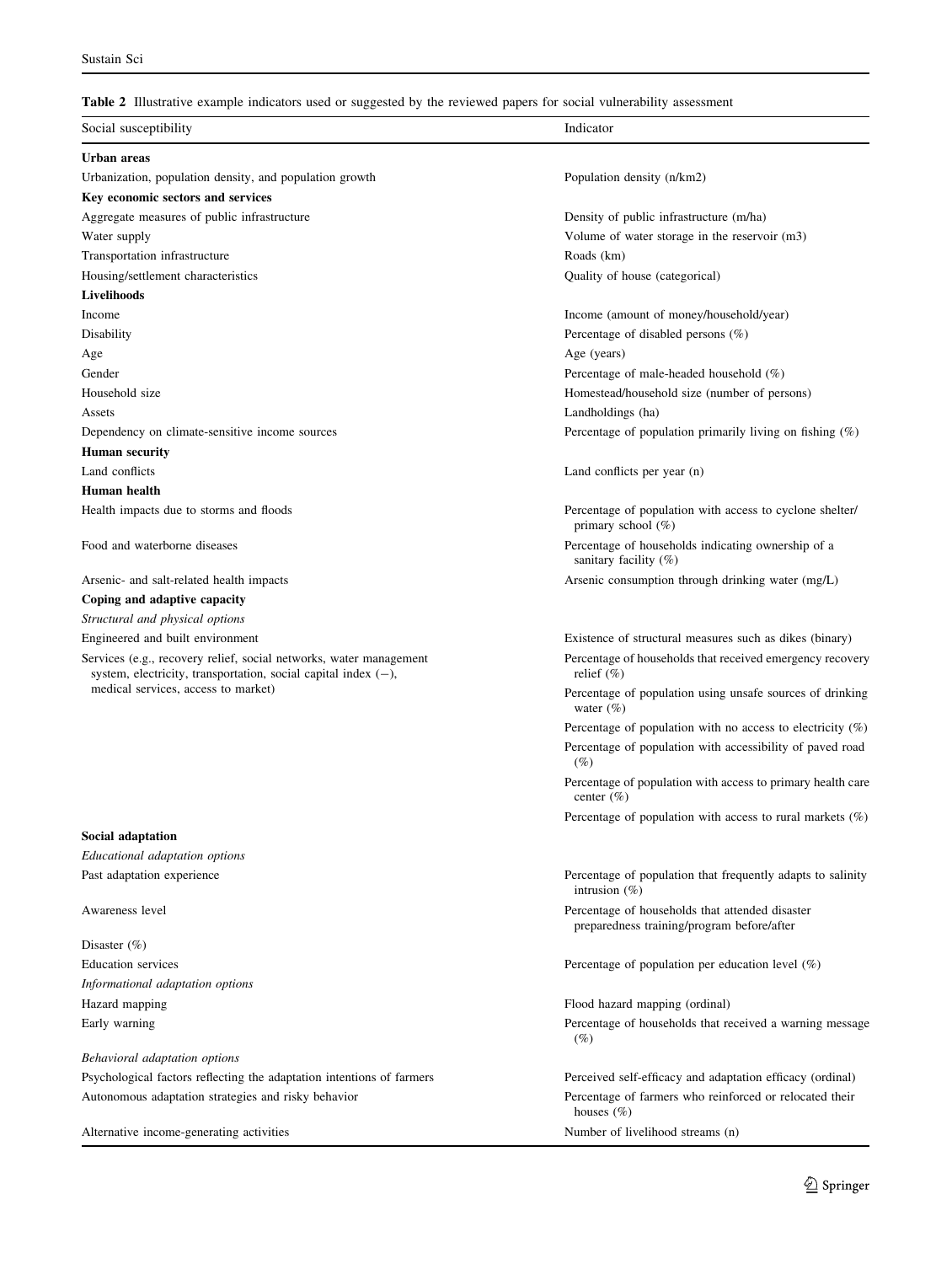**Table 2** Illustrative example indicators used or suggested by the reviewed papers for social vulnerability assessment

| Social susceptibility | Indicator |
|---|---|
| **Urban areas** | |
| Urbanization, population density, and population growth | Population density (n/km2) |
| **Key economic sectors and services** | |
| Aggregate measures of public infrastructure | Density of public infrastructure (m/ha) |
| Water supply | Volume of water storage in the reservoir (m3) |
| Transportation infrastructure | Roads (km) |
| Housing/settlement characteristics | Quality of house (categorical) |
| **Livelihoods** | |
| Income | Income (amount of money/household/year) |
| Disability | Percentage of disabled persons (%) |
| Age | Age (years) |
| Gender | Percentage of male-headed household (%) |
| Household size | Homestead/household size (number of persons) |
| Assets | Landholdings (ha) |
| Dependency on climate-sensitive income sources | Percentage of population primarily living on fishing (%) |
| **Human security** | |
| Land conflicts | Land conflicts per year (n) |
| **Human health** | |
| Health impacts due to storms and floods | Percentage of population with access to cyclone shelter/ primary school (%) |
| Food and waterborne diseases | Percentage of households indicating ownership of a sanitary facility (%) |
| Arsenic- and salt-related health impacts | Arsenic consumption through drinking water (mg/L) |
| **Coping and adaptive capacity** | |
| *Structural and physical options* | |
| Engineered and built environment | Existence of structural measures such as dikes (binary) |
| Services (e.g., recovery relief, social networks, water management system, electricity, transportation, social capital index (−), medical services, access to market) | Percentage of households that received emergency recovery relief (%) |
| | Percentage of population using unsafe sources of drinking water (%) |
| | Percentage of population with no access to electricity (%) |
| | Percentage of population with accessibility of paved road (%) |
| | Percentage of population with access to primary health care center (%) |
| | Percentage of population with access to rural markets (%) |
| **Social adaptation** | |
| *Educational adaptation options* | |
| Past adaptation experience | Percentage of population that frequently adapts to salinity intrusion (%) |
| Awareness level | Percentage of households that attended disaster preparedness training/program before/after |
| Disaster (%) | |
| Education services | Percentage of population per education level (%) |
| *Informational adaptation options* | |
| Hazard mapping | Flood hazard mapping (ordinal) |
| Early warning | Percentage of households that received a warning message (%) |
| *Behavioral adaptation options* | |
| Psychological factors reflecting the adaptation intentions of farmers | Perceived self-efficacy and adaptation efficacy (ordinal) |
| Autonomous adaptation strategies and risky behavior | Percentage of farmers who reinforced or relocated their houses (%) |
| Alternative income-generating activities | Number of livelihood streams (n) |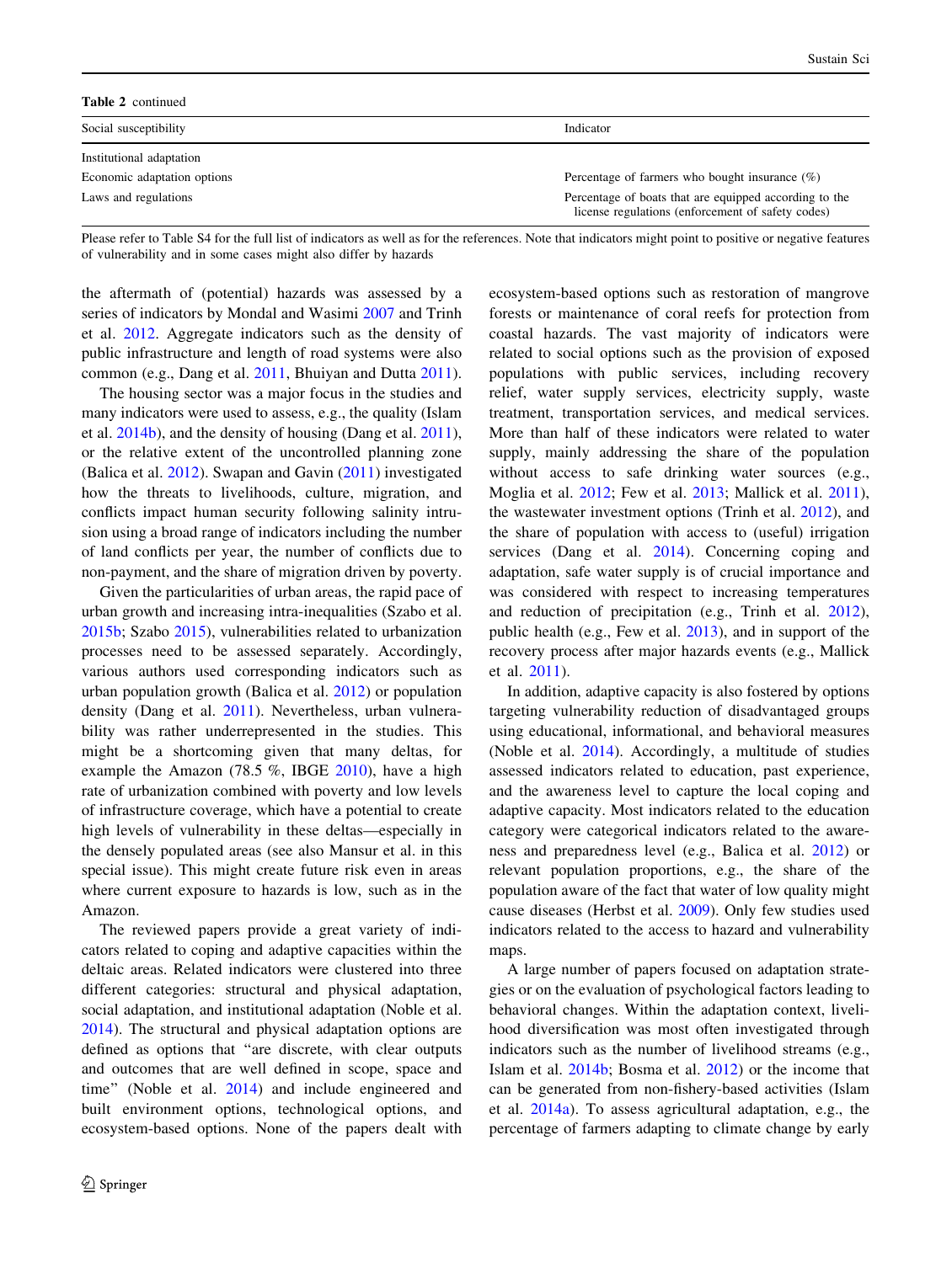**Table 2** continued

| Social susceptibility | Indicator |
|---|---|
| Institutional adaptation | |
| Economic adaptation options | Percentage of farmers who bought insurance (%) |
| Laws and regulations | Percentage of boats that are equipped according to the license regulations (enforcement of safety codes) |

Please refer to Table S4 for the full list of indicators as well as for the references. Note that indicators might point to positive or negative features of vulnerability and in some cases might also differ by hazards

the aftermath of (potential) hazards was assessed by a series of indicators by Mondal and Wasimi 2007 and Trinh et al. 2012. Aggregate indicators such as the density of public infrastructure and length of road systems were also common (e.g., Dang et al. 2011, Bhuiyan and Dutta 2011).

The housing sector was a major focus in the studies and many indicators were used to assess, e.g., the quality (Islam et al. 2014b), and the density of housing (Dang et al. 2011), or the relative extent of the uncontrolled planning zone (Balica et al. 2012). Swapan and Gavin (2011) investigated how the threats to livelihoods, culture, migration, and conflicts impact human security following salinity intrusion using a broad range of indicators including the number of land conflicts per year, the number of conflicts due to non-payment, and the share of migration driven by poverty.

Given the particularities of urban areas, the rapid pace of urban growth and increasing intra-inequalities (Szabo et al. 2015b; Szabo 2015), vulnerabilities related to urbanization processes need to be assessed separately. Accordingly, various authors used corresponding indicators such as urban population growth (Balica et al. 2012) or population density (Dang et al. 2011). Nevertheless, urban vulnerability was rather underrepresented in the studies. This might be a shortcoming given that many deltas, for example the Amazon (78.5 %, IBGE 2010), have a high rate of urbanization combined with poverty and low levels of infrastructure coverage, which have a potential to create high levels of vulnerability in these deltas—especially in the densely populated areas (see also Mansur et al. in this special issue). This might create future risk even in areas where current exposure to hazards is low, such as in the Amazon.

The reviewed papers provide a great variety of indicators related to coping and adaptive capacities within the deltaic areas. Related indicators were clustered into three different categories: structural and physical adaptation, social adaptation, and institutional adaptation (Noble et al. 2014). The structural and physical adaptation options are defined as options that "are discrete, with clear outputs and outcomes that are well defined in scope, space and time" (Noble et al. 2014) and include engineered and built environment options, technological options, and ecosystem-based options. None of the papers dealt with ecosystem-based options such as restoration of mangrove forests or maintenance of coral reefs for protection from coastal hazards. The vast majority of indicators were related to social options such as the provision of exposed populations with public services, including recovery relief, water supply services, electricity supply, waste treatment, transportation services, and medical services. More than half of these indicators were related to water supply, mainly addressing the share of the population without access to safe drinking water sources (e.g., Moglia et al. 2012; Few et al. 2013; Mallick et al. 2011), the wastewater investment options (Trinh et al. 2012), and the share of population with access to (useful) irrigation services (Dang et al. 2014). Concerning coping and adaptation, safe water supply is of crucial importance and was considered with respect to increasing temperatures and reduction of precipitation (e.g., Trinh et al. 2012), public health (e.g., Few et al. 2013), and in support of the recovery process after major hazards events (e.g., Mallick et al. 2011).

In addition, adaptive capacity is also fostered by options targeting vulnerability reduction of disadvantaged groups using educational, informational, and behavioral measures (Noble et al. 2014). Accordingly, a multitude of studies assessed indicators related to education, past experience, and the awareness level to capture the local coping and adaptive capacity. Most indicators related to the education category were categorical indicators related to the awareness and preparedness level (e.g., Balica et al. 2012) or relevant population proportions, e.g., the share of the population aware of the fact that water of low quality might cause diseases (Herbst et al. 2009). Only few studies used indicators related to the access to hazard and vulnerability maps.

A large number of papers focused on adaptation strategies or on the evaluation of psychological factors leading to behavioral changes. Within the adaptation context, livelihood diversification was most often investigated through indicators such as the number of livelihood streams (e.g., Islam et al. 2014b; Bosma et al. 2012) or the income that can be generated from non-fishery-based activities (Islam et al. 2014a). To assess agricultural adaptation, e.g., the percentage of farmers adapting to climate change by early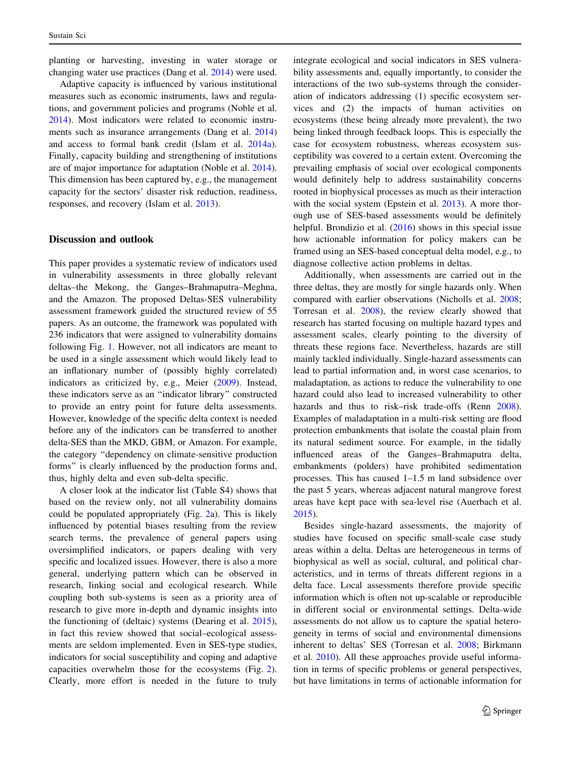planting or harvesting, investing in water storage or changing water use practices (Dang et al. 2014) were used.

Adaptive capacity is influenced by various institutional measures such as economic instruments, laws and regulations, and government policies and programs (Noble et al. 2014). Most indicators were related to economic instruments such as insurance arrangements (Dang et al. 2014) and access to formal bank credit (Islam et al. 2014a). Finally, capacity building and strengthening of institutions are of major importance for adaptation (Noble et al. 2014). This dimension has been captured by, e.g., the management capacity for the sectors' disaster risk reduction, readiness, responses, and recovery (Islam et al. 2013).

## Discussion and outlook

This paper provides a systematic review of indicators used in vulnerability assessments in three globally relevant deltas–the Mekong, the Ganges–Brahmaputra–Meghna, and the Amazon. The proposed Deltas-SES vulnerability assessment framework guided the structured review of 55 papers. As an outcome, the framework was populated with 236 indicators that were assigned to vulnerability domains following Fig. 1. However, not all indicators are meant to be used in a single assessment which would likely lead to an inflationary number of (possibly highly correlated) indicators as criticized by, e.g., Meier (2009). Instead, these indicators serve as an "indicator library" constructed to provide an entry point for future delta assessments. However, knowledge of the specific delta context is needed before any of the indicators can be transferred to another delta-SES than the MKD, GBM, or Amazon. For example, the category "dependency on climate-sensitive production forms" is clearly influenced by the production forms and, thus, highly delta and even sub-delta specific.

A closer look at the indicator list (Table S4) shows that based on the review only, not all vulnerability domains could be populated appropriately (Fig. 2a). This is likely influenced by potential biases resulting from the review search terms, the prevalence of general papers using oversimplified indicators, or papers dealing with very specific and localized issues. However, there is also a more general, underlying pattern which can be observed in research, linking social and ecological research. While coupling both sub-systems is seen as a priority area of research to give more in-depth and dynamic insights into the functioning of (deltaic) systems (Dearing et al. 2015), in fact this review showed that social–ecological assessments are seldom implemented. Even in SES-type studies, indicators for social susceptibility and coping and adaptive capacities overwhelm those for the ecosystems (Fig. 2). Clearly, more effort is needed in the future to truly integrate ecological and social indicators in SES vulnerability assessments and, equally importantly, to consider the interactions of the two sub-systems through the consideration of indicators addressing (1) specific ecosystem services and (2) the impacts of human activities on ecosystems (these being already more prevalent), the two being linked through feedback loops. This is especially the case for ecosystem robustness, whereas ecosystem susceptibility was covered to a certain extent. Overcoming the prevailing emphasis of social over ecological components would definitely help to address sustainability concerns rooted in biophysical processes as much as their interaction with the social system (Epstein et al. 2013). A more thorough use of SES-based assessments would be definitely helpful. Brondizio et al. (2016) shows in this special issue how actionable information for policy makers can be framed using an SES-based conceptual delta model, e.g., to diagnose collective action problems in deltas.

Additionally, when assessments are carried out in the three deltas, they are mostly for single hazards only. When compared with earlier observations (Nicholls et al. 2008; Torresan et al. 2008), the review clearly showed that research has started focusing on multiple hazard types and assessment scales, clearly pointing to the diversity of threats these regions face. Nevertheless, hazards are still mainly tackled individually. Single-hazard assessments can lead to partial information and, in worst case scenarios, to maladaptation, as actions to reduce the vulnerability to one hazard could also lead to increased vulnerability to other hazards and thus to risk–risk trade-offs (Renn 2008). Examples of maladaptation in a multi-risk setting are flood protection embankments that isolate the coastal plain from its natural sediment source. For example, in the tidally influenced areas of the Ganges–Brahmaputra delta, embankments (polders) have prohibited sedimentation processes. This has caused 1–1.5 m land subsidence over the past 5 years, whereas adjacent natural mangrove forest areas have kept pace with sea-level rise (Auerbach et al. 2015).

Besides single-hazard assessments, the majority of studies have focused on specific small-scale case study areas within a delta. Deltas are heterogeneous in terms of biophysical as well as social, cultural, and political characteristics, and in terms of threats different regions in a delta face. Local assessments therefore provide specific information which is often not up-scalable or reproducible in different social or environmental settings. Delta-wide assessments do not allow us to capture the spatial heterogeneity in terms of social and environmental dimensions inherent to deltas' SES (Torresan et al. 2008; Birkmann et al. 2010). All these approaches provide useful information in terms of specific problems or general perspectives, but have limitations in terms of actionable information for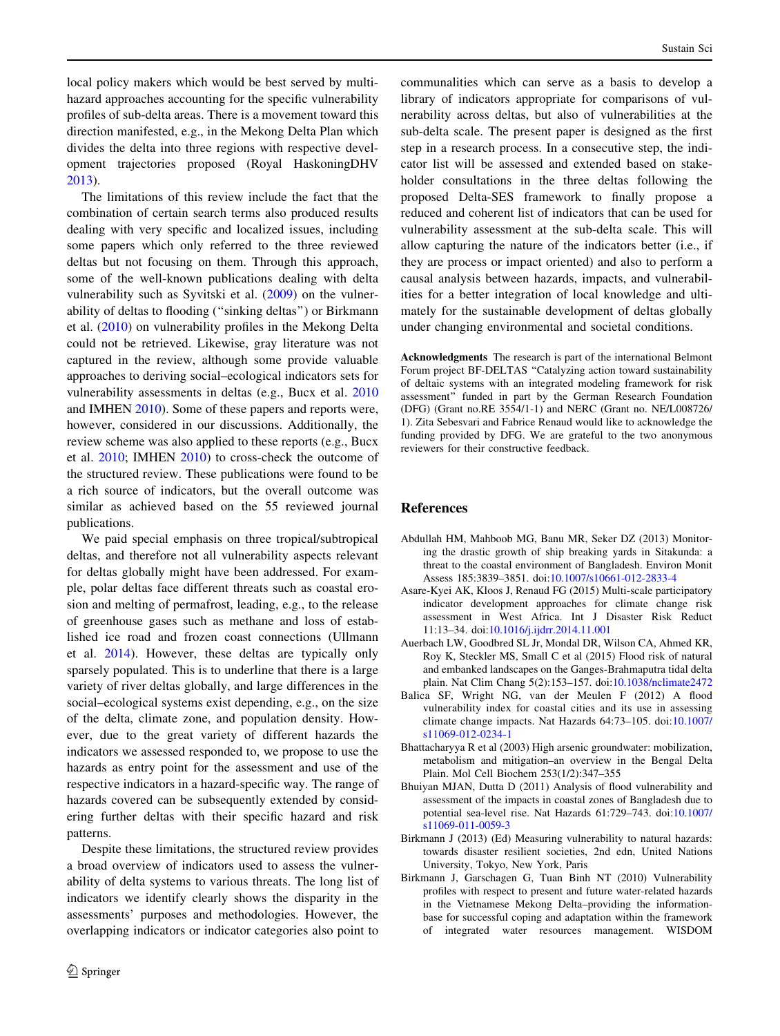local policy makers which would be best served by multi-hazard approaches accounting for the specific vulnerability profiles of sub-delta areas. There is a movement toward this direction manifested, e.g., in the Mekong Delta Plan which divides the delta into three regions with respective development trajectories proposed (Royal HaskoningDHV 2013).

The limitations of this review include the fact that the combination of certain search terms also produced results dealing with very specific and localized issues, including some papers which only referred to the three reviewed deltas but not focusing on them. Through this approach, some of the well-known publications dealing with delta vulnerability such as Syvitski et al. (2009) on the vulnerability of deltas to flooding ("sinking deltas") or Birkmann et al. (2010) on vulnerability profiles in the Mekong Delta could not be retrieved. Likewise, gray literature was not captured in the review, although some provide valuable approaches to deriving social–ecological indicators sets for vulnerability assessments in deltas (e.g., Bucx et al. 2010 and IMHEN 2010). Some of these papers and reports were, however, considered in our discussions. Additionally, the review scheme was also applied to these reports (e.g., Bucx et al. 2010; IMHEN 2010) to cross-check the outcome of the structured review. These publications were found to be a rich source of indicators, but the overall outcome was similar as achieved based on the 55 reviewed journal publications.

We paid special emphasis on three tropical/subtropical deltas, and therefore not all vulnerability aspects relevant for deltas globally might have been addressed. For example, polar deltas face different threats such as coastal erosion and melting of permafrost, leading, e.g., to the release of greenhouse gases such as methane and loss of established ice road and frozen coast connections (Ullmann et al. 2014). However, these deltas are typically only sparsely populated. This is to underline that there is a large variety of river deltas globally, and large differences in the social–ecological systems exist depending, e.g., on the size of the delta, climate zone, and population density. However, due to the great variety of different hazards the indicators we assessed responded to, we propose to use the hazards as entry point for the assessment and use of the respective indicators in a hazard-specific way. The range of hazards covered can be subsequently extended by considering further deltas with their specific hazard and risk patterns.

Despite these limitations, the structured review provides a broad overview of indicators used to assess the vulnerability of delta systems to various threats. The long list of indicators we identify clearly shows the disparity in the assessments' purposes and methodologies. However, the overlapping indicators or indicator categories also point to communalities which can serve as a basis to develop a library of indicators appropriate for comparisons of vulnerability across deltas, but also of vulnerabilities at the sub-delta scale. The present paper is designed as the first step in a research process. In a consecutive step, the indicator list will be assessed and extended based on stakeholder consultations in the three deltas following the proposed Delta-SES framework to finally propose a reduced and coherent list of indicators that can be used for vulnerability assessment at the sub-delta scale. This will allow capturing the nature of the indicators better (i.e., if they are process or impact oriented) and also to perform a causal analysis between hazards, impacts, and vulnerabilities for a better integration of local knowledge and ultimately for the sustainable development of deltas globally under changing environmental and societal conditions.

**Acknowledgments** The research is part of the international Belmont Forum project BF-DELTAS "Catalyzing action toward sustainability of deltaic systems with an integrated modeling framework for risk assessment" funded in part by the German Research Foundation (DFG) (Grant no.RE 3554/1-1) and NERC (Grant no. NE/L008726/1). Zita Sebesvari and Fabrice Renaud would like to acknowledge the funding provided by DFG. We are grateful to the two anonymous reviewers for their constructive feedback.

## References

- Abdullah HM, Mahboob MG, Banu MR, Seker DZ (2013) Monitoring the drastic growth of ship breaking yards in Sitakunda: a threat to the coastal environment of Bangladesh. Environ Monit Assess 185:3839–3851. doi:10.1007/s10661-012-2833-4
- Asare-Kyei AK, Kloos J, Renaud FG (2015) Multi-scale participatory indicator development approaches for climate change risk assessment in West Africa. Int J Disaster Risk Reduct 11:13–34. doi:10.1016/j.ijdrr.2014.11.001
- Auerbach LW, Goodbred SL Jr, Mondal DR, Wilson CA, Ahmed KR, Roy K, Steckler MS, Small C et al (2015) Flood risk of natural and embanked landscapes on the Ganges-Brahmaputra tidal delta plain. Nat Clim Chang 5(2):153–157. doi:10.1038/nclimate2472
- Balica SF, Wright NG, van der Meulen F (2012) A flood vulnerability index for coastal cities and its use in assessing climate change impacts. Nat Hazards 64:73–105. doi:10.1007/s11069-012-0234-1
- Bhattacharyya R et al (2003) High arsenic groundwater: mobilization, metabolism and mitigation–an overview in the Bengal Delta Plain. Mol Cell Biochem 253(1/2):347–355
- Bhuiyan MJAN, Dutta D (2011) Analysis of flood vulnerability and assessment of the impacts in coastal zones of Bangladesh due to potential sea-level rise. Nat Hazards 61:729–743. doi:10.1007/s11069-011-0059-3
- Birkmann J (2013) (Ed) Measuring vulnerability to natural hazards: towards disaster resilient societies, 2nd edn, United Nations University, Tokyo, New York, Paris
- Birkmann J, Garschagen G, Tuan Binh NT (2010) Vulnerability profiles with respect to present and future water-related hazards in the Vietnamese Mekong Delta–providing the information-base for successful coping and adaptation within the framework of integrated water resources management. WISDOM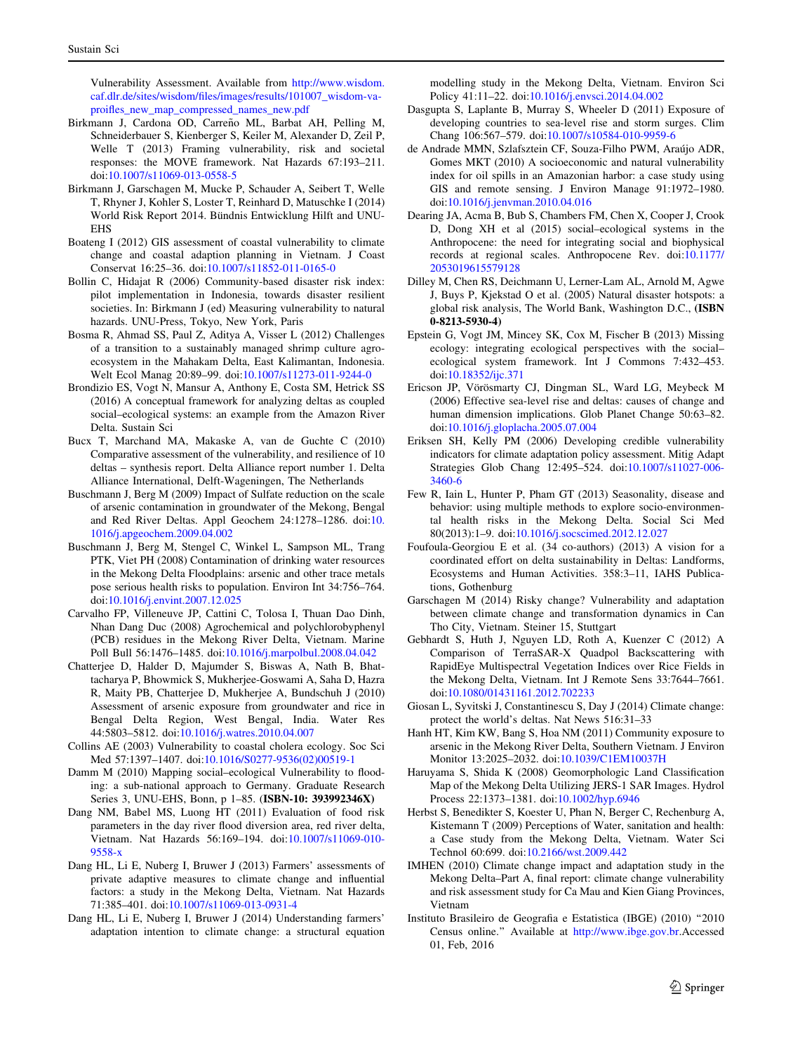Vulnerability Assessment. Available from http://www.wisdom.caf.dlr.de/sites/wisdom/files/images/results/101007_wisdom-va-proifles_new_map_compressed_names_new.pdf

Birkmann J, Cardona OD, Carreño ML, Barbat AH, Pelling M, Schneiderbauer S, Kienberger S, Keiler M, Alexander D, Zeil P, Welle T (2013) Framing vulnerability, risk and societal responses: the MOVE framework. Nat Hazards 67:193–211. doi:10.1007/s11069-013-0558-5

Birkmann J, Garschagen M, Mucke P, Schauder A, Seibert T, Welle T, Rhyner J, Kohler S, Loster T, Reinhard D, Matuschke I (2014) World Risk Report 2014. Bündnis Entwicklung Hilft and UNU-EHS

Boateng I (2012) GIS assessment of coastal vulnerability to climate change and coastal adaption planning in Vietnam. J Coast Conservat 16:25–36. doi:10.1007/s11852-011-0165-0

Bollin C, Hidajat R (2006) Community-based disaster risk index: pilot implementation in Indonesia, towards disaster resilient societies. In: Birkmann J (ed) Measuring vulnerability to natural hazards. UNU-Press, Tokyo, New York, Paris

Bosma R, Ahmad SS, Paul Z, Aditya A, Visser L (2012) Challenges of a transition to a sustainably managed shrimp culture agro-ecosystem in the Mahakam Delta, East Kalimantan, Indonesia. Welt Ecol Manag 20:89–99. doi:10.1007/s11273-011-9244-0

Brondizio ES, Vogt N, Mansur A, Anthony E, Costa SM, Hetrick SS (2016) A conceptual framework for analyzing deltas as coupled social–ecological systems: an example from the Amazon River Delta. Sustain Sci

Bucx T, Marchand MA, Makaske A, van de Guchte C (2010) Comparative assessment of the vulnerability, and resilience of 10 deltas – synthesis report. Delta Alliance report number 1. Delta Alliance International, Delft-Wageningen, The Netherlands

Buschmann J, Berg M (2009) Impact of Sulfate reduction on the scale of arsenic contamination in groundwater of the Mekong, Bengal and Red River Deltas. Appl Geochem 24:1278–1286. doi:10.1016/j.apgeochem.2009.04.002

Buschmann J, Berg M, Stengel C, Winkel L, Sampson ML, Trang PTK, Viet PH (2008) Contamination of drinking water resources in the Mekong Delta Floodplains: arsenic and other trace metals pose serious health risks to population. Environ Int 34:756–764. doi:10.1016/j.envint.2007.12.025

Carvalho FP, Villeneuve JP, Cattini C, Tolosa I, Thuan Dao Dinh, Nhan Dang Duc (2008) Agrochemical and polychlorobyphenyl (PCB) residues in the Mekong River Delta, Vietnam. Marine Poll Bull 56:1476–1485. doi:10.1016/j.marpolbul.2008.04.042

Chatterjee D, Halder D, Majumder S, Biswas A, Nath B, Bhattacharya P, Bhowmick S, Mukherjee-Goswami A, Saha D, Hazra R, Maity PB, Chatterjee D, Mukherjee A, Bundschuh J (2010) Assessment of arsenic exposure from groundwater and rice in Bengal Delta Region, West Bengal, India. Water Res 44:5803–5812. doi:10.1016/j.watres.2010.04.007

Collins AE (2003) Vulnerability to coastal cholera ecology. Soc Sci Med 57:1397–1407. doi:10.1016/S0277-9536(02)00519-1

Damm M (2010) Mapping social–ecological Vulnerability to flooding: a sub-national approach to Germany. Graduate Research Series 3, UNU-EHS, Bonn, p 1–85. **(ISBN-10: 393992346X)**

Dang NM, Babel MS, Luong HT (2011) Evaluation of food risk parameters in the day river flood diversion area, red river delta, Vietnam. Nat Hazards 56:169–194. doi:10.1007/s11069-010-9558-x

Dang HL, Li E, Nuberg I, Bruwer J (2013) Farmers' assessments of private adaptive measures to climate change and influential factors: a study in the Mekong Delta, Vietnam. Nat Hazards 71:385–401. doi:10.1007/s11069-013-0931-4

Dang HL, Li E, Nuberg I, Bruwer J (2014) Understanding farmers' adaptation intention to climate change: a structural equation modelling study in the Mekong Delta, Vietnam. Environ Sci Policy 41:11–22. doi:10.1016/j.envsci.2014.04.002

Dasgupta S, Laplante B, Murray S, Wheeler D (2011) Exposure of developing countries to sea-level rise and storm surges. Clim Chang 106:567–579. doi:10.1007/s10584-010-9959-6

de Andrade MMN, Szlafsztein CF, Souza-Filho PWM, Araújo ADR, Gomes MKT (2010) A socioeconomic and natural vulnerability index for oil spills in an Amazonian harbor: a case study using GIS and remote sensing. J Environ Manage 91:1972–1980. doi:10.1016/j.jenvman.2010.04.016

Dearing JA, Acma B, Bub S, Chambers FM, Chen X, Cooper J, Crook D, Dong XH et al (2015) social–ecological systems in the Anthropocene: the need for integrating social and biophysical records at regional scales. Anthropocene Rev. doi:10.1177/2053019615579128

Dilley M, Chen RS, Deichmann U, Lerner-Lam AL, Arnold M, Agwe J, Buys P, Kjekstad O et al. (2005) Natural disaster hotspots: a global risk analysis, The World Bank, Washington D.C., **(ISBN 0-8213-5930-4)**

Epstein G, Vogt JM, Mincey SK, Cox M, Fischer B (2013) Missing ecology: integrating ecological perspectives with the social–ecological system framework. Int J Commons 7:432–453. doi:10.18352/ijc.371

Ericson JP, Vörösmarty CJ, Dingman SL, Ward LG, Meybeck M (2006) Effective sea-level rise and deltas: causes of change and human dimension implications. Glob Planet Change 50:63–82. doi:10.1016/j.gloplacha.2005.07.004

Eriksen SH, Kelly PM (2006) Developing credible vulnerability indicators for climate adaptation policy assessment. Mitig Adapt Strategies Glob Chang 12:495–524. doi:10.1007/s11027-006-3460-6

Few R, Iain L, Hunter P, Pham GT (2013) Seasonality, disease and behavior: using multiple methods to explore socio-environmental health risks in the Mekong Delta. Social Sci Med 80(2013):1–9. doi:10.1016/j.socscimed.2012.12.027

Foufoula-Georgiou E et al. (34 co-authors) (2013) A vision for a coordinated effort on delta sustainability in Deltas: Landforms, Ecosystems and Human Activities. 358:3–11, IAHS Publications, Gothenburg

Garschagen M (2014) Risky change? Vulnerability and adaptation between climate change and transformation dynamics in Can Tho City, Vietnam. Steiner 15, Stuttgart

Gebhardt S, Huth J, Nguyen LD, Roth A, Kuenzer C (2012) A Comparison of TerraSAR-X Quadpol Backscattering with RapidEye Multispectral Vegetation Indices over Rice Fields in the Mekong Delta, Vietnam. Int J Remote Sens 33:7644–7661. doi:10.1080/01431161.2012.702233

Giosan L, Syvitski J, Constantinescu S, Day J (2014) Climate change: protect the world's deltas. Nat News 516:31–33

Hanh HT, Kim KW, Bang S, Hoa NM (2011) Community exposure to arsenic in the Mekong River Delta, Southern Vietnam. J Environ Monitor 13:2025–2032. doi:10.1039/C1EM10037H

Haruyama S, Shida K (2008) Geomorphologic Land Classification Map of the Mekong Delta Utilizing JERS-1 SAR Images. Hydrol Process 22:1373–1381. doi:10.1002/hyp.6946

Herbst S, Benedikter S, Koester U, Phan N, Berger C, Rechenburg A, Kistemann T (2009) Perceptions of Water, sanitation and health: a Case study from the Mekong Delta, Vietnam. Water Sci Technol 60:699. doi:10.2166/wst.2009.442

IMHEN (2010) Climate change impact and adaptation study in the Mekong Delta–Part A, final report: climate change vulnerability and risk assessment study for Ca Mau and Kien Giang Provinces, Vietnam

Instituto Brasileiro de Geografia e Estatistica (IBGE) (2010) "2010 Census online." Available at http://www.ibge.gov.br.Accessed 01, Feb, 2016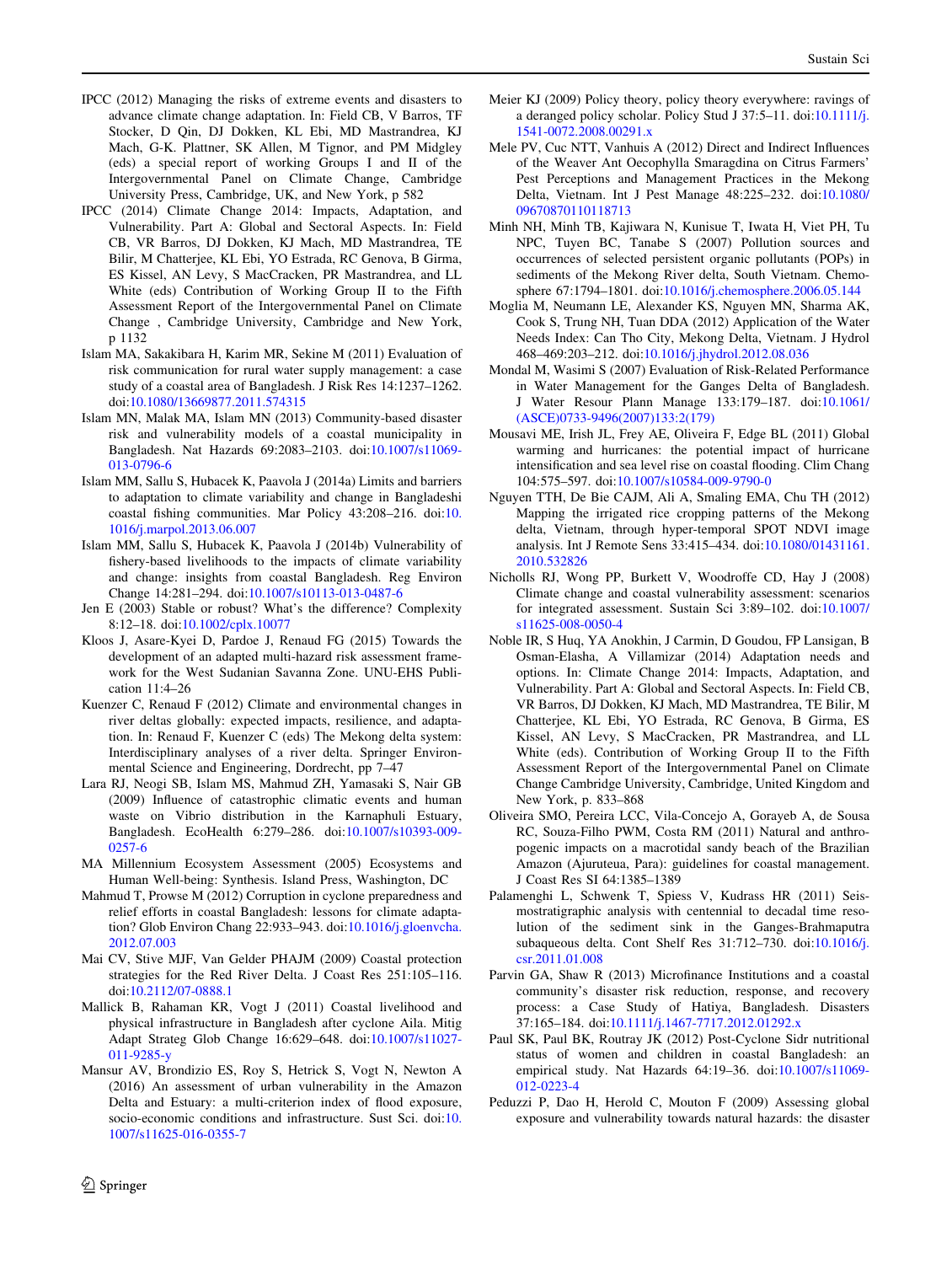IPCC (2012) Managing the risks of extreme events and disasters to advance climate change adaptation. In: Field CB, V Barros, TF Stocker, D Qin, DJ Dokken, KL Ebi, MD Mastrandrea, KJ Mach, G-K. Plattner, SK Allen, M Tignor, and PM Midgley (eds) a special report of working Groups I and II of the Intergovernmental Panel on Climate Change, Cambridge University Press, Cambridge, UK, and New York, p 582

IPCC (2014) Climate Change 2014: Impacts, Adaptation, and Vulnerability. Part A: Global and Sectoral Aspects. In: Field CB, VR Barros, DJ Dokken, KJ Mach, MD Mastrandrea, TE Bilir, M Chatterjee, KL Ebi, YO Estrada, RC Genova, B Girma, ES Kissel, AN Levy, S MacCracken, PR Mastrandrea, and LL White (eds) Contribution of Working Group II to the Fifth Assessment Report of the Intergovernmental Panel on Climate Change , Cambridge University, Cambridge and New York, p 1132

Islam MA, Sakakibara H, Karim MR, Sekine M (2011) Evaluation of risk communication for rural water supply management: a case study of a coastal area of Bangladesh. J Risk Res 14:1237–1262. doi:10.1080/13669877.2011.574315

Islam MN, Malak MA, Islam MN (2013) Community-based disaster risk and vulnerability models of a coastal municipality in Bangladesh. Nat Hazards 69:2083–2103. doi:10.1007/s11069-013-0796-6

Islam MM, Sallu S, Hubacek K, Paavola J (2014a) Limits and barriers to adaptation to climate variability and change in Bangladeshi coastal fishing communities. Mar Policy 43:208–216. doi:10.1016/j.marpol.2013.06.007

Islam MM, Sallu S, Hubacek K, Paavola J (2014b) Vulnerability of fishery-based livelihoods to the impacts of climate variability and change: insights from coastal Bangladesh. Reg Environ Change 14:281–294. doi:10.1007/s10113-013-0487-6

Jen E (2003) Stable or robust? What's the difference? Complexity 8:12–18. doi:10.1002/cplx.10077

Kloos J, Asare-Kyei D, Pardoe J, Renaud FG (2015) Towards the development of an adapted multi-hazard risk assessment framework for the West Sudanian Savanna Zone. UNU-EHS Publication 11:4–26

Kuenzer C, Renaud F (2012) Climate and environmental changes in river deltas globally: expected impacts, resilience, and adaptation. In: Renaud F, Kuenzer C (eds) The Mekong delta system: Interdisciplinary analyses of a river delta. Springer Environmental Science and Engineering, Dordrecht, pp 7–47

Lara RJ, Neogi SB, Islam MS, Mahmud ZH, Yamasaki S, Nair GB (2009) Influence of catastrophic climatic events and human waste on Vibrio distribution in the Karnaphuli Estuary, Bangladesh. EcoHealth 6:279–286. doi:10.1007/s10393-009-0257-6

MA Millennium Ecosystem Assessment (2005) Ecosystems and Human Well-being: Synthesis. Island Press, Washington, DC

Mahmud T, Prowse M (2012) Corruption in cyclone preparedness and relief efforts in coastal Bangladesh: lessons for climate adaptation? Glob Environ Chang 22:933–943. doi:10.1016/j.gloenvcha.2012.07.003

Mai CV, Stive MJF, Van Gelder PHAJM (2009) Coastal protection strategies for the Red River Delta. J Coast Res 251:105–116. doi:10.2112/07-0888.1

Mallick B, Rahaman KR, Vogt J (2011) Coastal livelihood and physical infrastructure in Bangladesh after cyclone Aila. Mitig Adapt Strateg Glob Change 16:629–648. doi:10.1007/s11027-011-9285-y

Mansur AV, Brondizio ES, Roy S, Hetrick S, Vogt N, Newton A (2016) An assessment of urban vulnerability in the Amazon Delta and Estuary: a multi-criterion index of flood exposure, socio-economic conditions and infrastructure. Sust Sci. doi:10.1007/s11625-016-0355-7

Meier KJ (2009) Policy theory, policy theory everywhere: ravings of a deranged policy scholar. Policy Stud J 37:5–11. doi:10.1111/j.1541-0072.2008.00291.x

Mele PV, Cuc NTT, Vanhuis A (2012) Direct and Indirect Influences of the Weaver Ant Oecophylla Smaragdina on Citrus Farmers' Pest Perceptions and Management Practices in the Mekong Delta, Vietnam. Int J Pest Manage 48:225–232. doi:10.1080/09670870110118713

Minh NH, Minh TB, Kajiwara N, Kunisue T, Iwata H, Viet PH, Tu NPC, Tuyen BC, Tanabe S (2007) Pollution sources and occurrences of selected persistent organic pollutants (POPs) in sediments of the Mekong River delta, South Vietnam. Chemosphere 67:1794–1801. doi:10.1016/j.chemosphere.2006.05.144

Moglia M, Neumann LE, Alexander KS, Nguyen MN, Sharma AK, Cook S, Trung NH, Tuan DDA (2012) Application of the Water Needs Index: Can Tho City, Mekong Delta, Vietnam. J Hydrol 468–469:203–212. doi:10.1016/j.jhydrol.2012.08.036

Mondal M, Wasimi S (2007) Evaluation of Risk-Related Performance in Water Management for the Ganges Delta of Bangladesh. J Water Resour Plann Manage 133:179–187. doi:10.1061/(ASCE)0733-9496(2007)133:2(179)

Mousavi ME, Irish JL, Frey AE, Oliveira F, Edge BL (2011) Global warming and hurricanes: the potential impact of hurricane intensification and sea level rise on coastal flooding. Clim Chang 104:575–597. doi:10.1007/s10584-009-9790-0

Nguyen TTH, De Bie CAJM, Ali A, Smaling EMA, Chu TH (2012) Mapping the irrigated rice cropping patterns of the Mekong delta, Vietnam, through hyper-temporal SPOT NDVI image analysis. Int J Remote Sens 33:415–434. doi:10.1080/01431161.2010.532826

Nicholls RJ, Wong PP, Burkett V, Woodroffe CD, Hay J (2008) Climate change and coastal vulnerability assessment: scenarios for integrated assessment. Sustain Sci 3:89–102. doi:10.1007/s11625-008-0050-4

Noble IR, S Huq, YA Anokhin, J Carmin, D Goudou, FP Lansigan, B Osman-Elasha, A Villamizar (2014) Adaptation needs and options. In: Climate Change 2014: Impacts, Adaptation, and Vulnerability. Part A: Global and Sectoral Aspects. In: Field CB, VR Barros, DJ Dokken, KJ Mach, MD Mastrandrea, TE Bilir, M Chatterjee, KL Ebi, YO Estrada, RC Genova, B Girma, ES Kissel, AN Levy, S MacCracken, PR Mastrandrea, and LL White (eds). Contribution of Working Group II to the Fifth Assessment Report of the Intergovernmental Panel on Climate Change Cambridge University Press, Cambridge, United Kingdom and New York, p. 833–868

Oliveira SMO, Pereira LCC, Vila-Concejo A, Gorayeb A, de Sousa RC, Souza-Filho PWM, Costa RM (2011) Natural and anthropogenic impacts on a macrotidal sandy beach of the Brazilian Amazon (Ajuruteua, Para): guidelines for coastal management. J Coast Res SI 64:1385–1389

Palamenghi L, Schwenk T, Spiess V, Kudrass HR (2011) Seismostratigraphic analysis with centennial to decadal time resolution of the sediment sink in the Ganges-Brahmaputra subaqueous delta. Cont Shelf Res 31:712–730. doi:10.1016/j.csr.2011.01.008

Parvin GA, Shaw R (2013) Microfinance Institutions and a coastal community's disaster risk reduction, response, and recovery process: a Case Study of Hatiya, Bangladesh. Disasters 37:165–184. doi:10.1111/j.1467-7717.2012.01292.x

Paul SK, Paul BK, Routray JK (2012) Post-Cyclone Sidr nutritional status of women and children in coastal Bangladesh: an empirical study. Nat Hazards 64:19–36. doi:10.1007/s11069-012-0223-4

Peduzzi P, Dao H, Herold C, Mouton F (2009) Assessing global exposure and vulnerability towards natural hazards: the disaster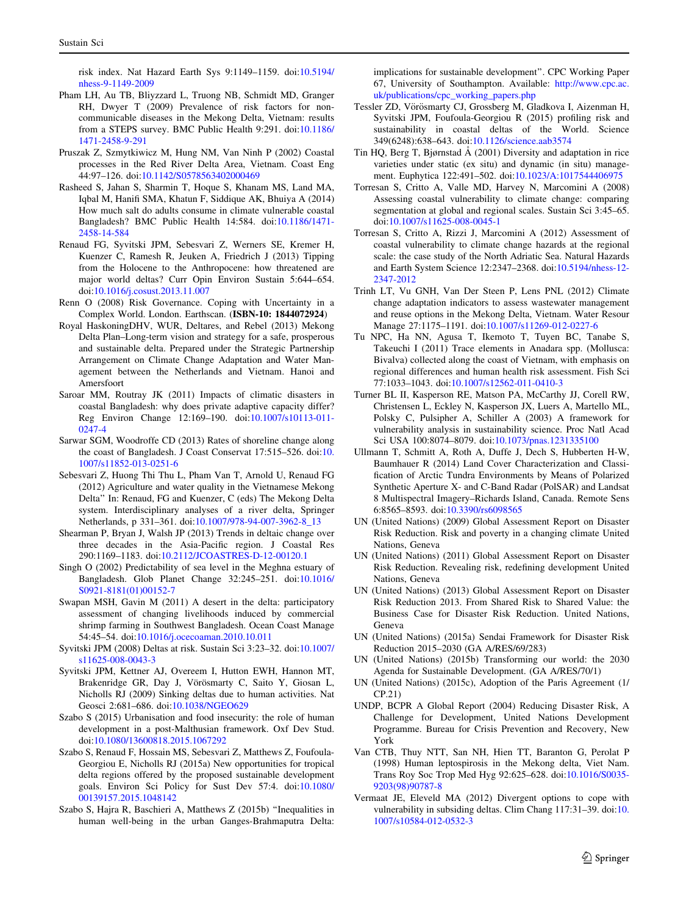risk index. Nat Hazard Earth Sys 9:1149–1159. doi:10.5194/nhess-9-1149-2009

Pham LH, Au TB, Bliyzzard L, Truong NB, Schmidt MD, Granger RH, Dwyer T (2009) Prevalence of risk factors for non-communicable diseases in the Mekong Delta, Vietnam: results from a STEPS survey. BMC Public Health 9:291. doi:10.1186/1471-2458-9-291

Pruszak Z, Szmytkiwicz M, Hung NM, Van Ninh P (2002) Coastal processes in the Red River Delta Area, Vietnam. Coast Eng 44:97–126. doi:10.1142/S0578563402000469

Rasheed S, Jahan S, Sharmin T, Hoque S, Khanam MS, Land MA, Iqbal M, Hanifi SMA, Khatun F, Siddique AK, Bhuiya A (2014) How much salt do adults consume in climate vulnerable coastal Bangladesh? BMC Public Health 14:584. doi:10.1186/1471-2458-14-584

Renaud FG, Syvitski JPM, Sebesvari Z, Werners SE, Kremer H, Kuenzer C, Ramesh R, Jeuken A, Friedrich J (2013) Tipping from the Holocene to the Anthropocene: how threatened are major world deltas? Curr Opin Environ Sustain 5:644–654. doi:10.1016/j.cosust.2013.11.007

Renn O (2008) Risk Governance. Coping with Uncertainty in a Complex World. London. Earthscan. (**ISBN-10: 1844072924**)

Royal HaskoningDHV, WUR, Deltares, and Rebel (2013) Mekong Delta Plan–Long-term vision and strategy for a safe, prosperous and sustainable delta. Prepared under the Strategic Partnership Arrangement on Climate Change Adaptation and Water Management between the Netherlands and Vietnam. Hanoi and Amersfoort

Saroar MM, Routray JK (2011) Impacts of climatic disasters in coastal Bangladesh: why does private adaptive capacity differ? Reg Environ Change 12:169–190. doi:10.1007/s10113-011-0247-4

Sarwar SGM, Woodroffe CD (2013) Rates of shoreline change along the coast of Bangladesh. J Coast Conservat 17:515–526. doi:10.1007/s11852-013-0251-6

Sebesvari Z, Huong Thi Thu L, Pham Van T, Arnold U, Renaud FG (2012) Agriculture and water quality in the Vietnamese Mekong Delta" In: Renaud, FG and Kuenzer, C (eds) The Mekong Delta system. Interdisciplinary analyses of a river delta, Springer Netherlands, p 331–361. doi:10.1007/978-94-007-3962-8_13

Shearman P, Bryan J, Walsh JP (2013) Trends in deltaic change over three decades in the Asia-Pacific region. J Coastal Res 290:1169–1183. doi:10.2112/JCOASTRES-D-12-00120.1

Singh O (2002) Predictability of sea level in the Meghna estuary of Bangladesh. Glob Planet Change 32:245–251. doi:10.1016/S0921-8181(01)00152-7

Swapan MSH, Gavin M (2011) A desert in the delta: participatory assessment of changing livelihoods induced by commercial shrimp farming in Southwest Bangladesh. Ocean Coast Manage 54:45–54. doi:10.1016/j.ocecoaman.2010.10.011

Syvitski JPM (2008) Deltas at risk. Sustain Sci 3:23–32. doi:10.1007/s11625-008-0043-3

Syvitski JPM, Kettner AJ, Overeem I, Hutton EWH, Hannon MT, Brakenridge GR, Day J, Vörösmarty C, Saito Y, Giosan L, Nicholls RJ (2009) Sinking deltas due to human activities. Nat Geosci 2:681–686. doi:10.1038/NGEO629

Szabo S (2015) Urbanisation and food insecurity: the role of human development in a post-Malthusian framework. Oxf Dev Stud. doi:10.1080/13600818.2015.1067292

Szabo S, Renaud F, Hossain MS, Sebesvari Z, Matthews Z, Foufoula-Georgiou E, Nicholls RJ (2015a) New opportunities for tropical delta regions offered by the proposed sustainable development goals. Environ Sci Policy for Sust Dev 57:4. doi:10.1080/00139157.2015.1048142

Szabo S, Hajra R, Baschieri A, Matthews Z (2015b) "Inequalities in human well-being in the urban Ganges-Brahmaputra Delta: implications for sustainable development". CPC Working Paper 67, University of Southampton. Available: http://www.cpc.ac.uk/publications/cpc_working_papers.php

Tessler ZD, Vörösmarty CJ, Grossberg M, Gladkova I, Aizenman H, Syvitski JPM, Foufoula-Georgiou R (2015) profiling risk and sustainability in coastal deltas of the World. Science 349(6248):638–643. doi:10.1126/science.aab3574

Tin HQ, Berg T, Bjørnstad Å (2001) Diversity and adaptation in rice varieties under static (ex situ) and dynamic (in situ) management. Euphytica 122:491–502. doi:10.1023/A:1017544406975

Torresan S, Critto A, Valle MD, Harvey N, Marcomini A (2008) Assessing coastal vulnerability to climate change: comparing segmentation at global and regional scales. Sustain Sci 3:45–65. doi:10.1007/s11625-008-0045-1

Torresan S, Critto A, Rizzi J, Marcomini A (2012) Assessment of coastal vulnerability to climate change hazards at the regional scale: the case study of the North Adriatic Sea. Natural Hazards and Earth System Science 12:2347–2368. doi:10.5194/nhess-12-2347-2012

Trinh LT, Vu GNH, Van Der Steen P, Lens PNL (2012) Climate change adaptation indicators to assess wastewater management and reuse options in the Mekong Delta, Vietnam. Water Resour Manage 27:1175–1191. doi:10.1007/s11269-012-0227-6

Tu NPC, Ha NN, Agusa T, Ikemoto T, Tuyen BC, Tanabe S, Takeuchi I (2011) Trace elements in Anadara spp. (Mollusca: Bivalva) collected along the coast of Vietnam, with emphasis on regional differences and human health risk assessment. Fish Sci 77:1033–1043. doi:10.1007/s12562-011-0410-3

Turner BL II, Kasperson RE, Matson PA, McCarthy JJ, Corell RW, Christensen L, Eckley N, Kasperson JX, Luers A, Martello ML, Polsky C, Pulsipher A, Schiller A (2003) A framework for vulnerability analysis in sustainability science. Proc Natl Acad Sci USA 100:8074–8079. doi:10.1073/pnas.1231335100

Ullmann T, Schmitt A, Roth A, Duffe J, Dech S, Hubberten H-W, Baumhauer R (2014) Land Cover Characterization and Classification of Arctic Tundra Environments by Means of Polarized Synthetic Aperture X- and C-Band Radar (PolSAR) and Landsat 8 Multispectral Imagery–Richards Island, Canada. Remote Sens 6:8565–8593. doi:10.3390/rs6098565

UN (United Nations) (2009) Global Assessment Report on Disaster Risk Reduction. Risk and poverty in a changing climate United Nations, Geneva

UN (United Nations) (2011) Global Assessment Report on Disaster Risk Reduction. Revealing risk, redefining development United Nations, Geneva

UN (United Nations) (2013) Global Assessment Report on Disaster Risk Reduction 2013. From Shared Risk to Shared Value: the Business Case for Disaster Risk Reduction. United Nations, Geneva

UN (United Nations) (2015a) Sendai Framework for Disaster Risk Reduction 2015–2030 (GA A/RES/69/283)

UN (United Nations) (2015b) Transforming our world: the 2030 Agenda for Sustainable Development. (GA A/RES/70/1)

UN (United Nations) (2015c), Adoption of the Paris Agreement (1/CP.21)

UNDP, BCPR A Global Report (2004) Reducing Disaster Risk, A Challenge for Development, United Nations Development Programme. Bureau for Crisis Prevention and Recovery, New York

Van CTB, Thuy NTT, San NH, Hien TT, Baranton G, Perolat P (1998) Human leptospirosis in the Mekong delta, Viet Nam. Trans Roy Soc Trop Med Hyg 92:625–628. doi:10.1016/S0035-9203(98)90787-8

Vermaat JE, Eleveld MA (2012) Divergent options to cope with vulnerability in subsiding deltas. Clim Chang 117:31–39. doi:10.1007/s10584-012-0532-3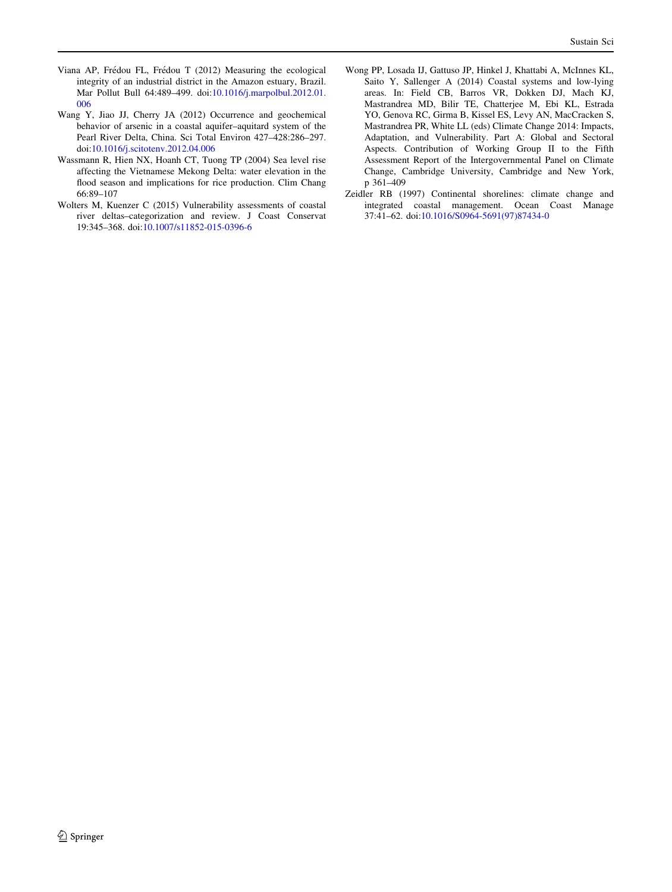Viana AP, Frédou FL, Frédou T (2012) Measuring the ecological integrity of an industrial district in the Amazon estuary, Brazil. Mar Pollut Bull 64:489–499. doi:10.1016/j.marpolbul.2012.01.006

Wang Y, Jiao JJ, Cherry JA (2012) Occurrence and geochemical behavior of arsenic in a coastal aquifer–aquitard system of the Pearl River Delta, China. Sci Total Environ 427–428:286–297. doi:10.1016/j.scitotenv.2012.04.006

Wassmann R, Hien NX, Hoanh CT, Tuong TP (2004) Sea level rise affecting the Vietnamese Mekong Delta: water elevation in the flood season and implications for rice production. Clim Chang 66:89–107

Wolters M, Kuenzer C (2015) Vulnerability assessments of coastal river deltas–categorization and review. J Coast Conservat 19:345–368. doi:10.1007/s11852-015-0396-6

Wong PP, Losada IJ, Gattuso JP, Hinkel J, Khattabi A, McInnes KL, Saito Y, Sallenger A (2014) Coastal systems and low-lying areas. In: Field CB, Barros VR, Dokken DJ, Mach KJ, Mastrandrea MD, Bilir TE, Chatterjee M, Ebi KL, Estrada YO, Genova RC, Girma B, Kissel ES, Levy AN, MacCracken S, Mastrandrea PR, White LL (eds) Climate Change 2014: Impacts, Adaptation, and Vulnerability. Part A: Global and Sectoral Aspects. Contribution of Working Group II to the Fifth Assessment Report of the Intergovernmental Panel on Climate Change, Cambridge University, Cambridge and New York, p 361–409

Zeidler RB (1997) Continental shorelines: climate change and integrated coastal management. Ocean Coast Manage 37:41–62. doi:10.1016/S0964-5691(97)87434-0